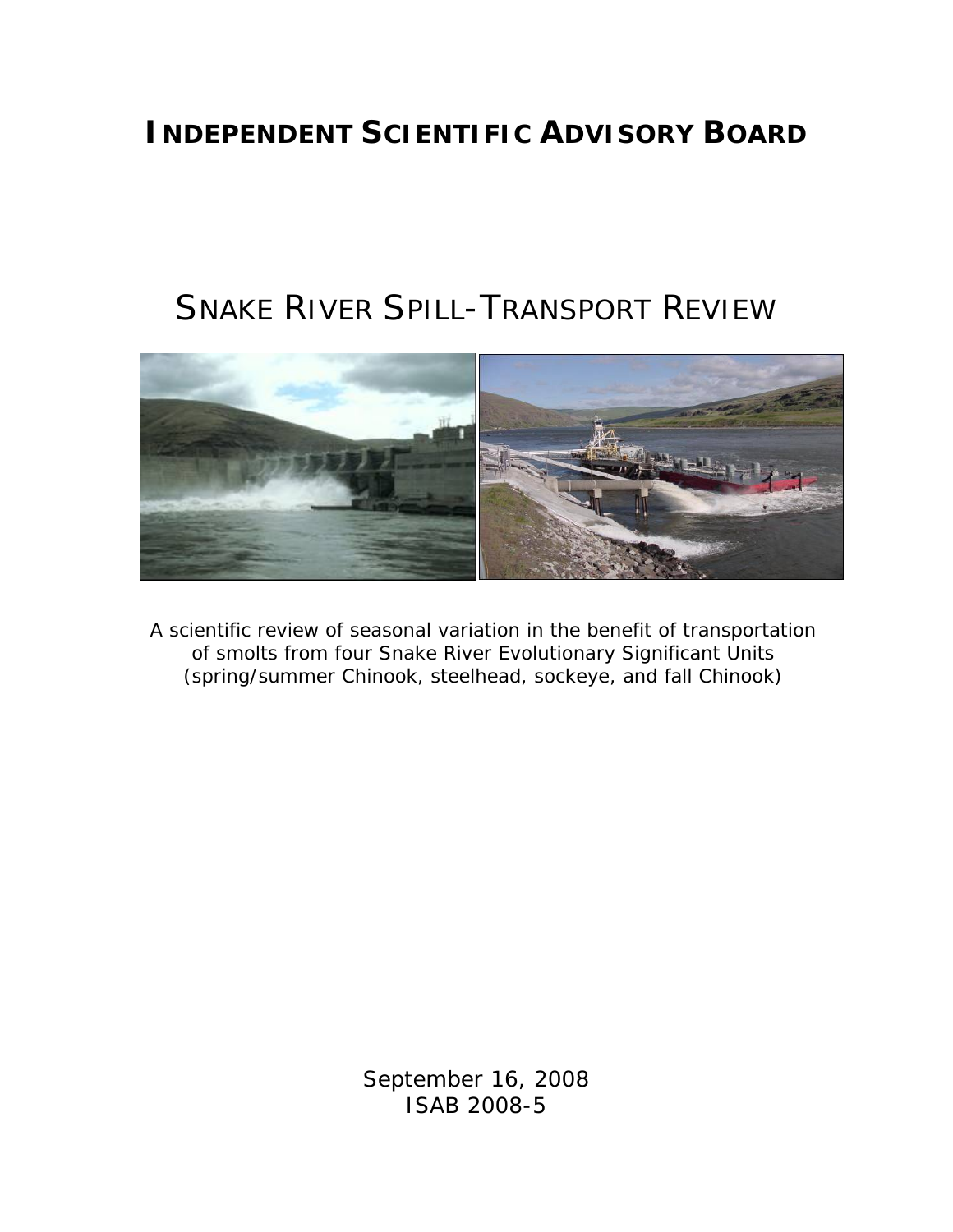# INDEPENDENT SCIENTIFIC ADVISORY BOARD

# SNAKE RIVER SPILL-TRANSPORT REVIEW

A scientific review of seasonal variation in the benefit of transportation of smolts from four Snake River Evolutionary Significant Units (spring/summer Chinook, steelhead, sockeye, and fall Chinook)

September 16, 2008
ISAB 2008-5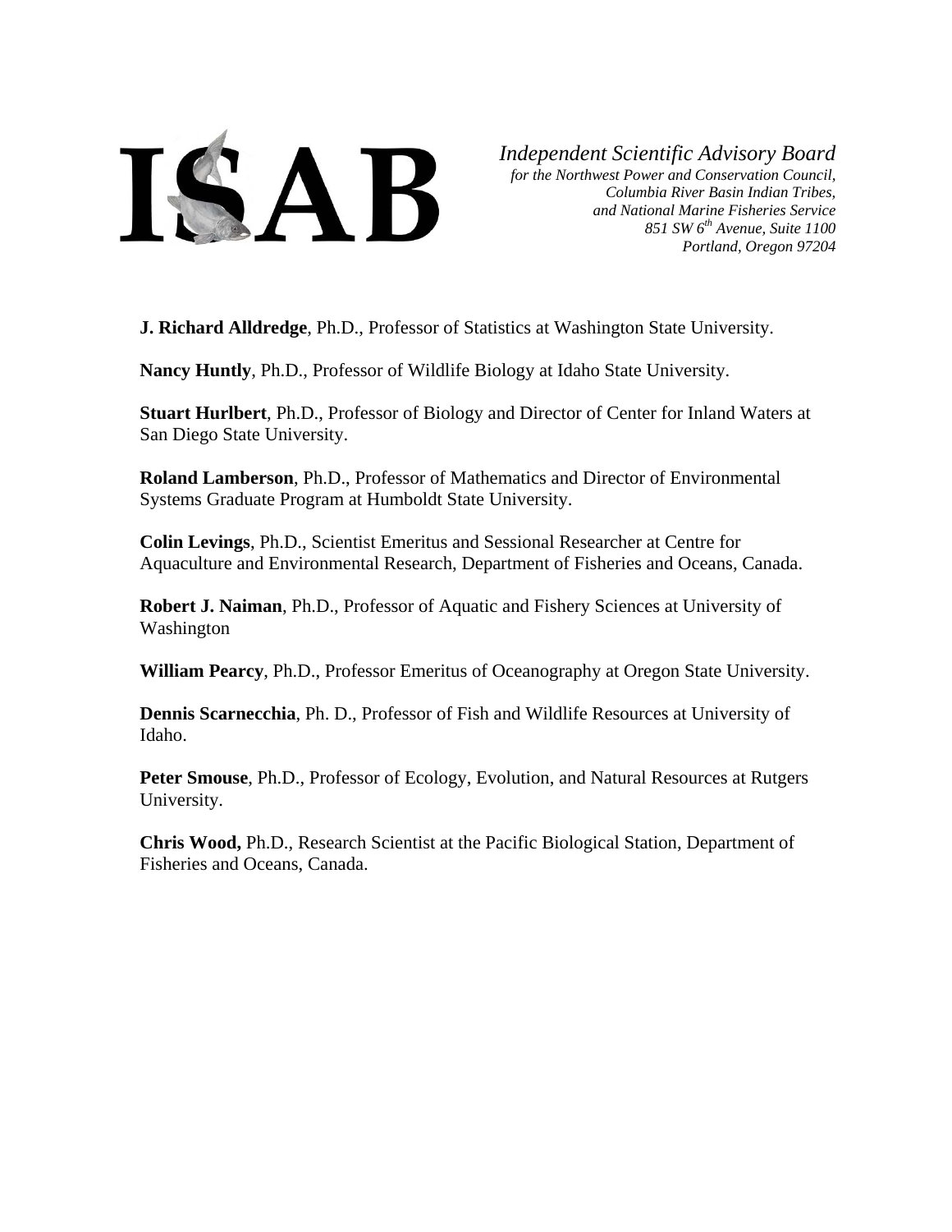ISAB

*Independent Scientific Advisory Board*
*for the Northwest Power and Conservation Council,*
*Columbia River Basin Indian Tribes,*
*and National Marine Fisheries Service*
*851 SW 6th Avenue, Suite 1100*
*Portland, Oregon 97204*

**J. Richard Alldredge**, Ph.D., Professor of Statistics at Washington State University.

**Nancy Huntly**, Ph.D., Professor of Wildlife Biology at Idaho State University.

**Stuart Hurlbert**, Ph.D., Professor of Biology and Director of Center for Inland Waters at San Diego State University.

**Roland Lamberson**, Ph.D., Professor of Mathematics and Director of Environmental Systems Graduate Program at Humboldt State University.

**Colin Levings**, Ph.D., Scientist Emeritus and Sessional Researcher at Centre for Aquaculture and Environmental Research, Department of Fisheries and Oceans, Canada.

**Robert J. Naiman**, Ph.D., Professor of Aquatic and Fishery Sciences at University of Washington

**William Pearcy**, Ph.D., Professor Emeritus of Oceanography at Oregon State University.

**Dennis Scarnecchia**, Ph. D., Professor of Fish and Wildlife Resources at University of Idaho.

**Peter Smouse**, Ph.D., Professor of Ecology, Evolution, and Natural Resources at Rutgers University.

**Chris Wood,** Ph.D., Research Scientist at the Pacific Biological Station, Department of Fisheries and Oceans, Canada.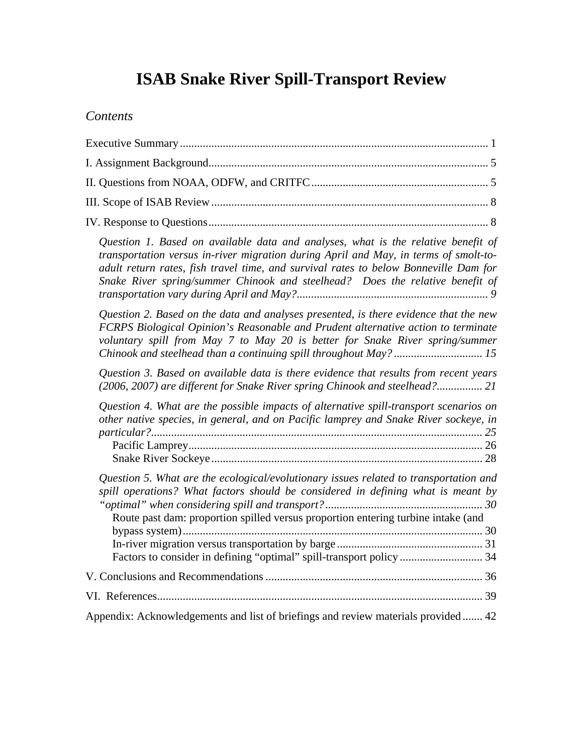# ISAB Snake River Spill-Transport Review

*Contents*

Executive Summary ........................................................................................................ 1

I. Assignment Background ................................................................................................ 5

II. Questions from NOAA, ODFW, and CRITFC ............................................................. 5

III. Scope of ISAB Review ................................................................................................ 8

IV. Response to Questions ................................................................................................ 8

*Question 1. Based on available data and analyses, what is the relative benefit of transportation versus in-river migration during April and May, in terms of smolt-to-adult return rates, fish travel time, and survival rates to below Bonneville Dam for Snake River spring/summer Chinook and steelhead? Does the relative benefit of transportation vary during April and May?* ................................................................... *9*

*Question 2. Based on the data and analyses presented, is there evidence that the new FCRPS Biological Opinion's Reasonable and Prudent alternative action to terminate voluntary spill from May 7 to May 20 is better for Snake River spring/summer Chinook and steelhead than a continuing spill throughout May?* ............................... *15*

*Question 3. Based on available data is there evidence that results from recent years (2006, 2007) are different for Snake River spring Chinook and steelhead?* ................ *21*

*Question 4. What are the possible impacts of alternative spill-transport scenarios on other native species, in general, and on Pacific lamprey and Snake River sockeye, in particular?* ................................................................................................................. *25*

Pacific Lamprey ....................................................................................................... 26

Snake River Sockeye .............................................................................................. 28

*Question 5. What are the ecological/evolutionary issues related to transportation and spill operations? What factors should be considered in defining what is meant by "optimal" when considering spill and transport?* ....................................................... *30*

Route past dam: proportion spilled versus proportion entering turbine intake (and bypass system) ........................................................................................................ 30

In-river migration versus transportation by barge .................................................. 31

Factors to consider in defining "optimal" spill-transport policy ............................. 34

V. Conclusions and Recommendations ............................................................................ 36

VI. References ................................................................................................................. 39

Appendix: Acknowledgements and list of briefings and review materials provided ....... 42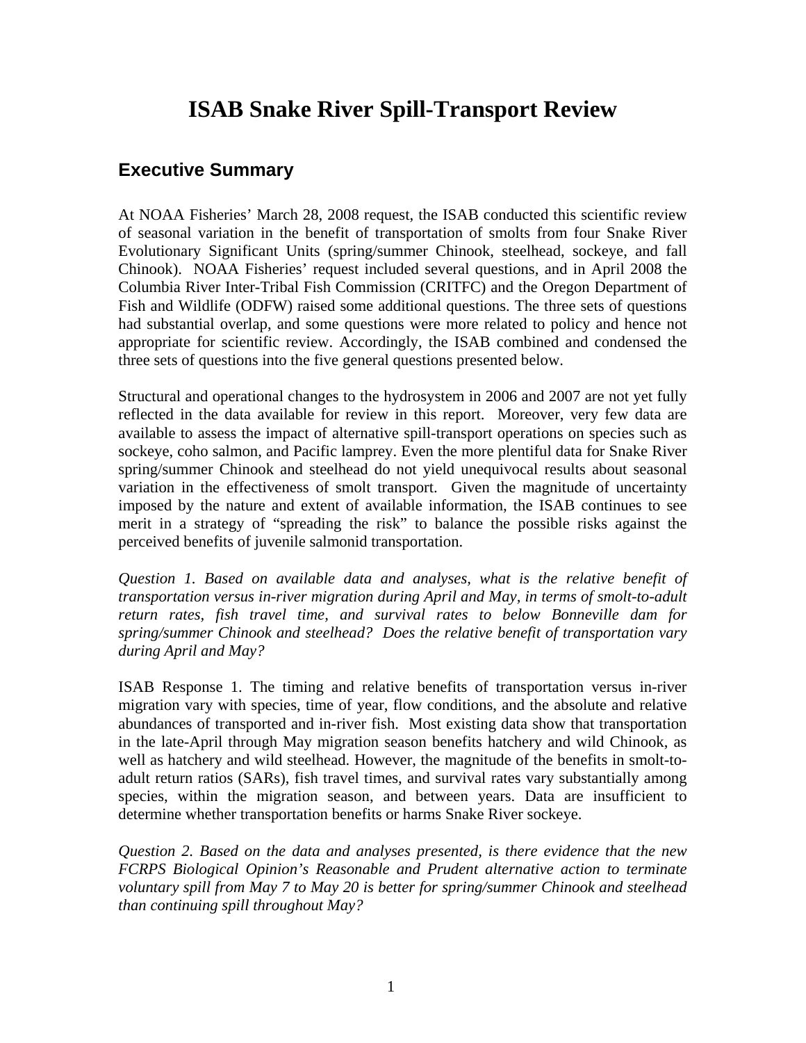# ISAB Snake River Spill-Transport Review

## Executive Summary

At NOAA Fisheries' March 28, 2008 request, the ISAB conducted this scientific review of seasonal variation in the benefit of transportation of smolts from four Snake River Evolutionary Significant Units (spring/summer Chinook, steelhead, sockeye, and fall Chinook). NOAA Fisheries' request included several questions, and in April 2008 the Columbia River Inter-Tribal Fish Commission (CRITFC) and the Oregon Department of Fish and Wildlife (ODFW) raised some additional questions. The three sets of questions had substantial overlap, and some questions were more related to policy and hence not appropriate for scientific review. Accordingly, the ISAB combined and condensed the three sets of questions into the five general questions presented below.

Structural and operational changes to the hydrosystem in 2006 and 2007 are not yet fully reflected in the data available for review in this report. Moreover, very few data are available to assess the impact of alternative spill-transport operations on species such as sockeye, coho salmon, and Pacific lamprey. Even the more plentiful data for Snake River spring/summer Chinook and steelhead do not yield unequivocal results about seasonal variation in the effectiveness of smolt transport. Given the magnitude of uncertainty imposed by the nature and extent of available information, the ISAB continues to see merit in a strategy of "spreading the risk" to balance the possible risks against the perceived benefits of juvenile salmonid transportation.

*Question 1. Based on available data and analyses, what is the relative benefit of transportation versus in-river migration during April and May, in terms of smolt-to-adult return rates, fish travel time, and survival rates to below Bonneville dam for spring/summer Chinook and steelhead? Does the relative benefit of transportation vary during April and May?*

ISAB Response 1. The timing and relative benefits of transportation versus in-river migration vary with species, time of year, flow conditions, and the absolute and relative abundances of transported and in-river fish. Most existing data show that transportation in the late-April through May migration season benefits hatchery and wild Chinook, as well as hatchery and wild steelhead. However, the magnitude of the benefits in smolt-to-adult return ratios (SARs), fish travel times, and survival rates vary substantially among species, within the migration season, and between years. Data are insufficient to determine whether transportation benefits or harms Snake River sockeye.

*Question 2. Based on the data and analyses presented, is there evidence that the new FCRPS Biological Opinion's Reasonable and Prudent alternative action to terminate voluntary spill from May 7 to May 20 is better for spring/summer Chinook and steelhead than continuing spill throughout May?*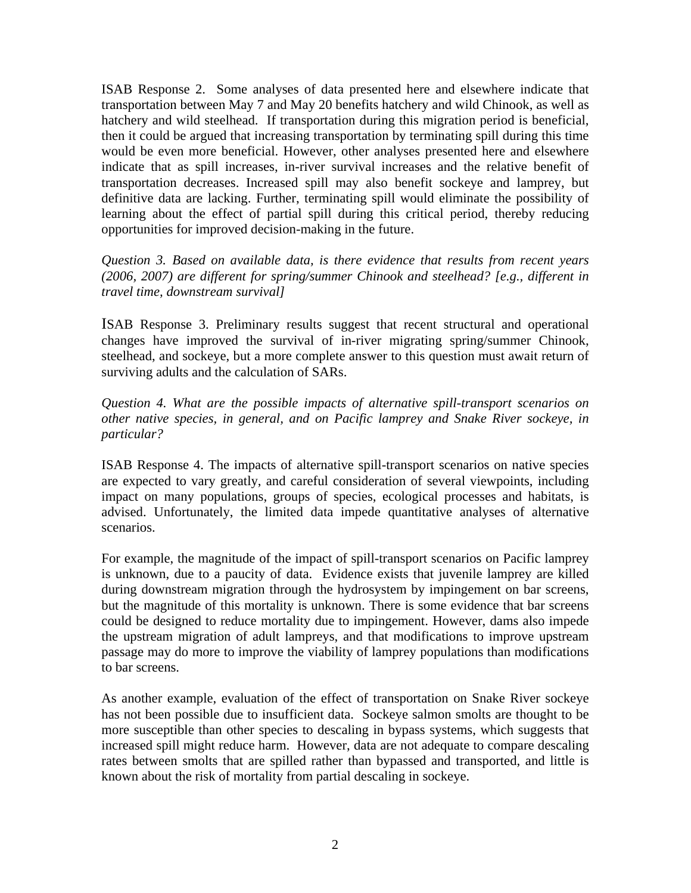ISAB Response 2. Some analyses of data presented here and elsewhere indicate that transportation between May 7 and May 20 benefits hatchery and wild Chinook, as well as hatchery and wild steelhead. If transportation during this migration period is beneficial, then it could be argued that increasing transportation by terminating spill during this time would be even more beneficial. However, other analyses presented here and elsewhere indicate that as spill increases, in-river survival increases and the relative benefit of transportation decreases. Increased spill may also benefit sockeye and lamprey, but definitive data are lacking. Further, terminating spill would eliminate the possibility of learning about the effect of partial spill during this critical period, thereby reducing opportunities for improved decision-making in the future.

*Question 3. Based on available data, is there evidence that results from recent years (2006, 2007) are different for spring/summer Chinook and steelhead? [e.g., different in travel time, downstream survival]*

ISAB Response 3. Preliminary results suggest that recent structural and operational changes have improved the survival of in-river migrating spring/summer Chinook, steelhead, and sockeye, but a more complete answer to this question must await return of surviving adults and the calculation of SARs.

*Question 4. What are the possible impacts of alternative spill-transport scenarios on other native species, in general, and on Pacific lamprey and Snake River sockeye, in particular?*

ISAB Response 4. The impacts of alternative spill-transport scenarios on native species are expected to vary greatly, and careful consideration of several viewpoints, including impact on many populations, groups of species, ecological processes and habitats, is advised. Unfortunately, the limited data impede quantitative analyses of alternative scenarios.

For example, the magnitude of the impact of spill-transport scenarios on Pacific lamprey is unknown, due to a paucity of data. Evidence exists that juvenile lamprey are killed during downstream migration through the hydrosystem by impingement on bar screens, but the magnitude of this mortality is unknown. There is some evidence that bar screens could be designed to reduce mortality due to impingement. However, dams also impede the upstream migration of adult lampreys, and that modifications to improve upstream passage may do more to improve the viability of lamprey populations than modifications to bar screens.

As another example, evaluation of the effect of transportation on Snake River sockeye has not been possible due to insufficient data. Sockeye salmon smolts are thought to be more susceptible than other species to descaling in bypass systems, which suggests that increased spill might reduce harm. However, data are not adequate to compare descaling rates between smolts that are spilled rather than bypassed and transported, and little is known about the risk of mortality from partial descaling in sockeye.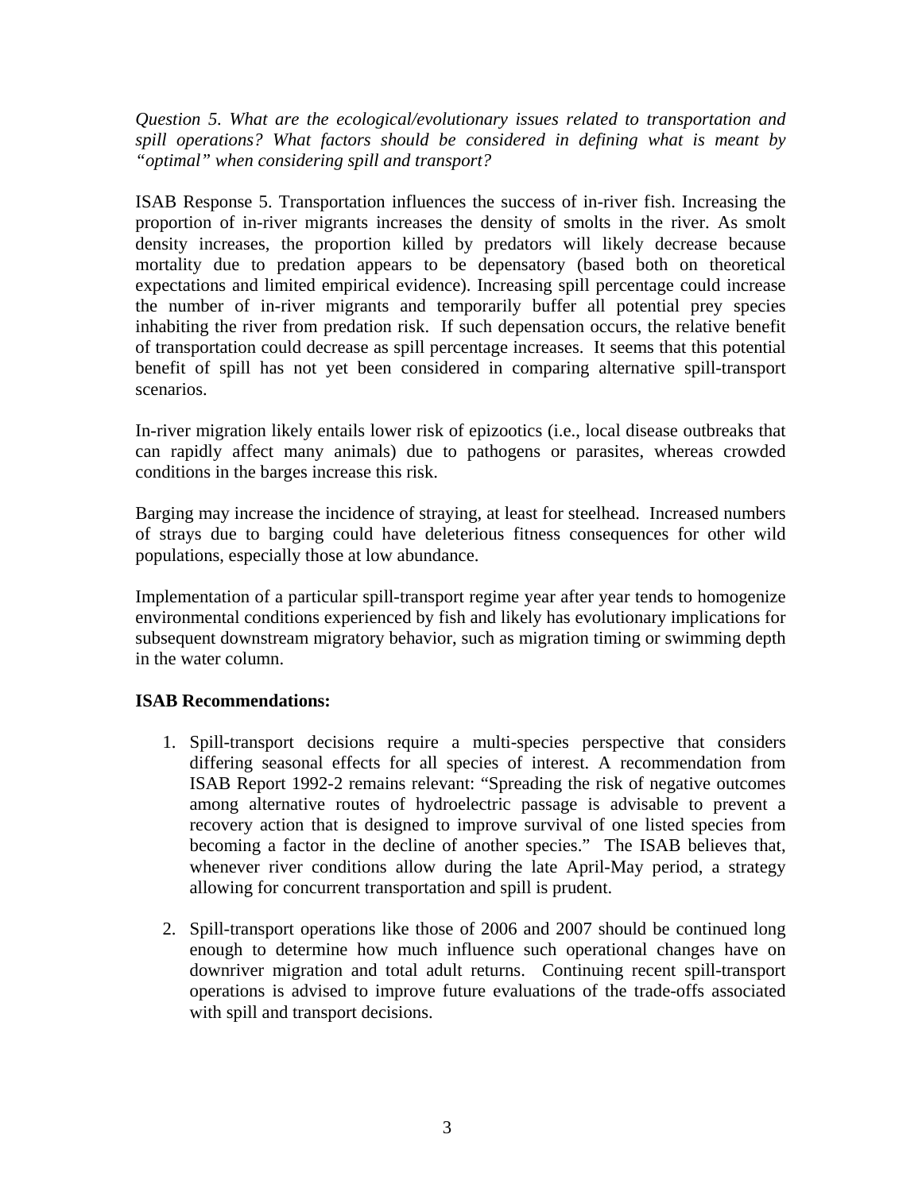*Question 5. What are the ecological/evolutionary issues related to transportation and spill operations? What factors should be considered in defining what is meant by "optimal" when considering spill and transport?*

ISAB Response 5. Transportation influences the success of in-river fish. Increasing the proportion of in-river migrants increases the density of smolts in the river. As smolt density increases, the proportion killed by predators will likely decrease because mortality due to predation appears to be depensatory (based both on theoretical expectations and limited empirical evidence). Increasing spill percentage could increase the number of in-river migrants and temporarily buffer all potential prey species inhabiting the river from predation risk. If such depensation occurs, the relative benefit of transportation could decrease as spill percentage increases. It seems that this potential benefit of spill has not yet been considered in comparing alternative spill-transport scenarios.

In-river migration likely entails lower risk of epizootics (i.e., local disease outbreaks that can rapidly affect many animals) due to pathogens or parasites, whereas crowded conditions in the barges increase this risk.

Barging may increase the incidence of straying, at least for steelhead. Increased numbers of strays due to barging could have deleterious fitness consequences for other wild populations, especially those at low abundance.

Implementation of a particular spill-transport regime year after year tends to homogenize environmental conditions experienced by fish and likely has evolutionary implications for subsequent downstream migratory behavior, such as migration timing or swimming depth in the water column.

**ISAB Recommendations:**

1. Spill-transport decisions require a multi-species perspective that considers differing seasonal effects for all species of interest. A recommendation from ISAB Report 1992-2 remains relevant: "Spreading the risk of negative outcomes among alternative routes of hydroelectric passage is advisable to prevent a recovery action that is designed to improve survival of one listed species from becoming a factor in the decline of another species." The ISAB believes that, whenever river conditions allow during the late April-May period, a strategy allowing for concurrent transportation and spill is prudent.

2. Spill-transport operations like those of 2006 and 2007 should be continued long enough to determine how much influence such operational changes have on downriver migration and total adult returns. Continuing recent spill-transport operations is advised to improve future evaluations of the trade-offs associated with spill and transport decisions.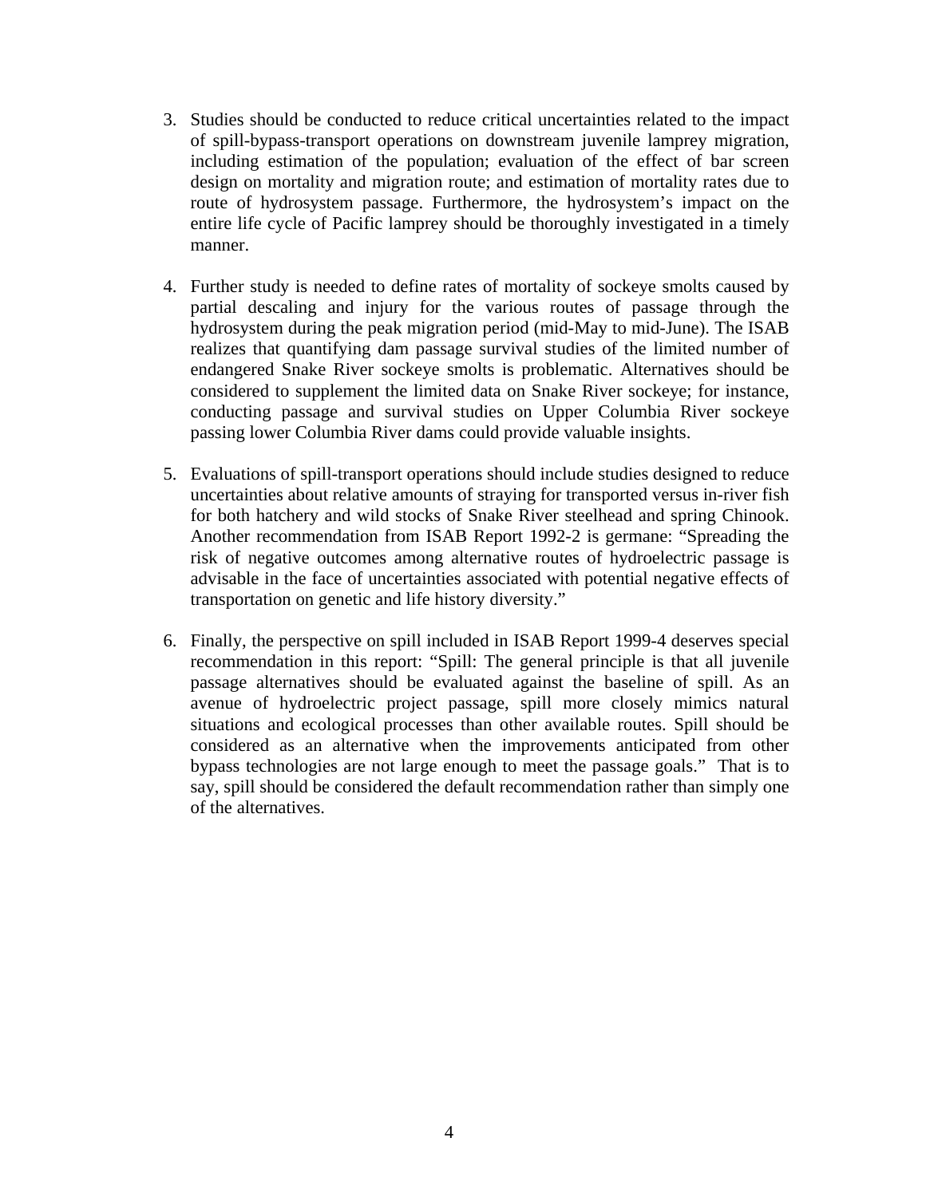3. Studies should be conducted to reduce critical uncertainties related to the impact of spill-bypass-transport operations on downstream juvenile lamprey migration, including estimation of the population; evaluation of the effect of bar screen design on mortality and migration route; and estimation of mortality rates due to route of hydrosystem passage. Furthermore, the hydrosystem's impact on the entire life cycle of Pacific lamprey should be thoroughly investigated in a timely manner.

4. Further study is needed to define rates of mortality of sockeye smolts caused by partial descaling and injury for the various routes of passage through the hydrosystem during the peak migration period (mid-May to mid-June). The ISAB realizes that quantifying dam passage survival studies of the limited number of endangered Snake River sockeye smolts is problematic. Alternatives should be considered to supplement the limited data on Snake River sockeye; for instance, conducting passage and survival studies on Upper Columbia River sockeye passing lower Columbia River dams could provide valuable insights.

5. Evaluations of spill-transport operations should include studies designed to reduce uncertainties about relative amounts of straying for transported versus in-river fish for both hatchery and wild stocks of Snake River steelhead and spring Chinook. Another recommendation from ISAB Report 1992-2 is germane: "Spreading the risk of negative outcomes among alternative routes of hydroelectric passage is advisable in the face of uncertainties associated with potential negative effects of transportation on genetic and life history diversity."

6. Finally, the perspective on spill included in ISAB Report 1999-4 deserves special recommendation in this report: "Spill: The general principle is that all juvenile passage alternatives should be evaluated against the baseline of spill. As an avenue of hydroelectric project passage, spill more closely mimics natural situations and ecological processes than other available routes. Spill should be considered as an alternative when the improvements anticipated from other bypass technologies are not large enough to meet the passage goals." That is to say, spill should be considered the default recommendation rather than simply one of the alternatives.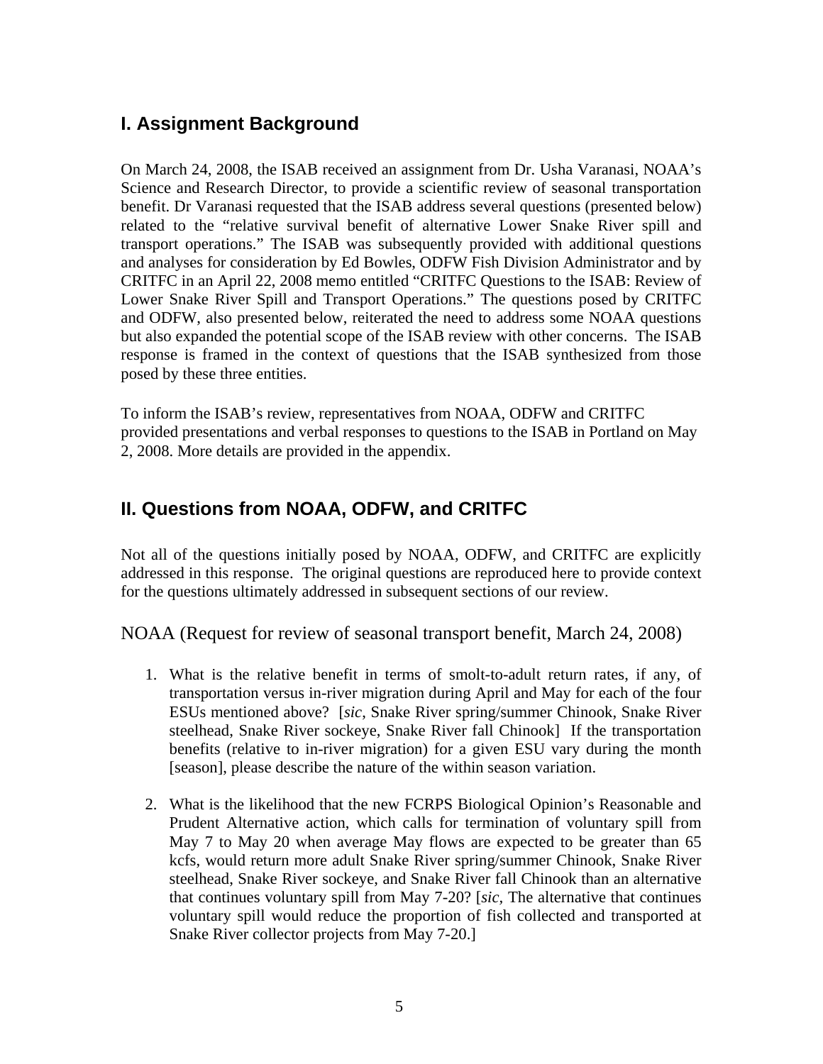## I. Assignment Background

On March 24, 2008, the ISAB received an assignment from Dr. Usha Varanasi, NOAA's Science and Research Director, to provide a scientific review of seasonal transportation benefit. Dr Varanasi requested that the ISAB address several questions (presented below) related to the "relative survival benefit of alternative Lower Snake River spill and transport operations." The ISAB was subsequently provided with additional questions and analyses for consideration by Ed Bowles, ODFW Fish Division Administrator and by CRITFC in an April 22, 2008 memo entitled "CRITFC Questions to the ISAB: Review of Lower Snake River Spill and Transport Operations." The questions posed by CRITFC and ODFW, also presented below, reiterated the need to address some NOAA questions but also expanded the potential scope of the ISAB review with other concerns. The ISAB response is framed in the context of questions that the ISAB synthesized from those posed by these three entities.

To inform the ISAB's review, representatives from NOAA, ODFW and CRITFC provided presentations and verbal responses to questions to the ISAB in Portland on May 2, 2008. More details are provided in the appendix.

## II. Questions from NOAA, ODFW, and CRITFC

Not all of the questions initially posed by NOAA, ODFW, and CRITFC are explicitly addressed in this response. The original questions are reproduced here to provide context for the questions ultimately addressed in subsequent sections of our review.

### NOAA (Request for review of seasonal transport benefit, March 24, 2008)

1. What is the relative benefit in terms of smolt-to-adult return rates, if any, of transportation versus in-river migration during April and May for each of the four ESUs mentioned above? [*sic*, Snake River spring/summer Chinook, Snake River steelhead, Snake River sockeye, Snake River fall Chinook] If the transportation benefits (relative to in-river migration) for a given ESU vary during the month [season], please describe the nature of the within season variation.

2. What is the likelihood that the new FCRPS Biological Opinion's Reasonable and Prudent Alternative action, which calls for termination of voluntary spill from May 7 to May 20 when average May flows are expected to be greater than 65 kcfs, would return more adult Snake River spring/summer Chinook, Snake River steelhead, Snake River sockeye, and Snake River fall Chinook than an alternative that continues voluntary spill from May 7-20? [*sic*, The alternative that continues voluntary spill would reduce the proportion of fish collected and transported at Snake River collector projects from May 7-20.]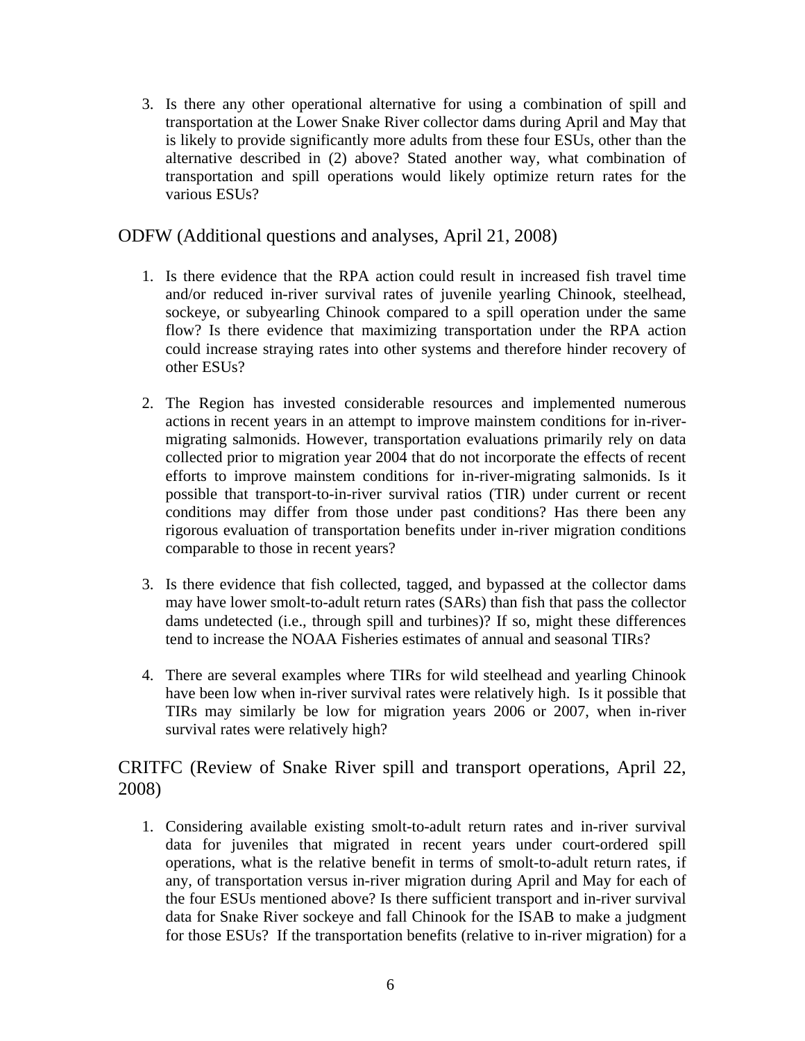3. Is there any other operational alternative for using a combination of spill and transportation at the Lower Snake River collector dams during April and May that is likely to provide significantly more adults from these four ESUs, other than the alternative described in (2) above? Stated another way, what combination of transportation and spill operations would likely optimize return rates for the various ESUs?

## ODFW (Additional questions and analyses, April 21, 2008)

1. Is there evidence that the RPA action could result in increased fish travel time and/or reduced in-river survival rates of juvenile yearling Chinook, steelhead, sockeye, or subyearling Chinook compared to a spill operation under the same flow? Is there evidence that maximizing transportation under the RPA action could increase straying rates into other systems and therefore hinder recovery of other ESUs?

2. The Region has invested considerable resources and implemented numerous actions in recent years in an attempt to improve mainstem conditions for in-river-migrating salmonids. However, transportation evaluations primarily rely on data collected prior to migration year 2004 that do not incorporate the effects of recent efforts to improve mainstem conditions for in-river-migrating salmonids. Is it possible that transport-to-in-river survival ratios (TIR) under current or recent conditions may differ from those under past conditions? Has there been any rigorous evaluation of transportation benefits under in-river migration conditions comparable to those in recent years?

3. Is there evidence that fish collected, tagged, and bypassed at the collector dams may have lower smolt-to-adult return rates (SARs) than fish that pass the collector dams undetected (i.e., through spill and turbines)? If so, might these differences tend to increase the NOAA Fisheries estimates of annual and seasonal TIRs?

4. There are several examples where TIRs for wild steelhead and yearling Chinook have been low when in-river survival rates were relatively high. Is it possible that TIRs may similarly be low for migration years 2006 or 2007, when in-river survival rates were relatively high?

## CRITFC (Review of Snake River spill and transport operations, April 22, 2008)

1. Considering available existing smolt-to-adult return rates and in-river survival data for juveniles that migrated in recent years under court-ordered spill operations, what is the relative benefit in terms of smolt-to-adult return rates, if any, of transportation versus in-river migration during April and May for each of the four ESUs mentioned above? Is there sufficient transport and in-river survival data for Snake River sockeye and fall Chinook for the ISAB to make a judgment for those ESUs? If the transportation benefits (relative to in-river migration) for a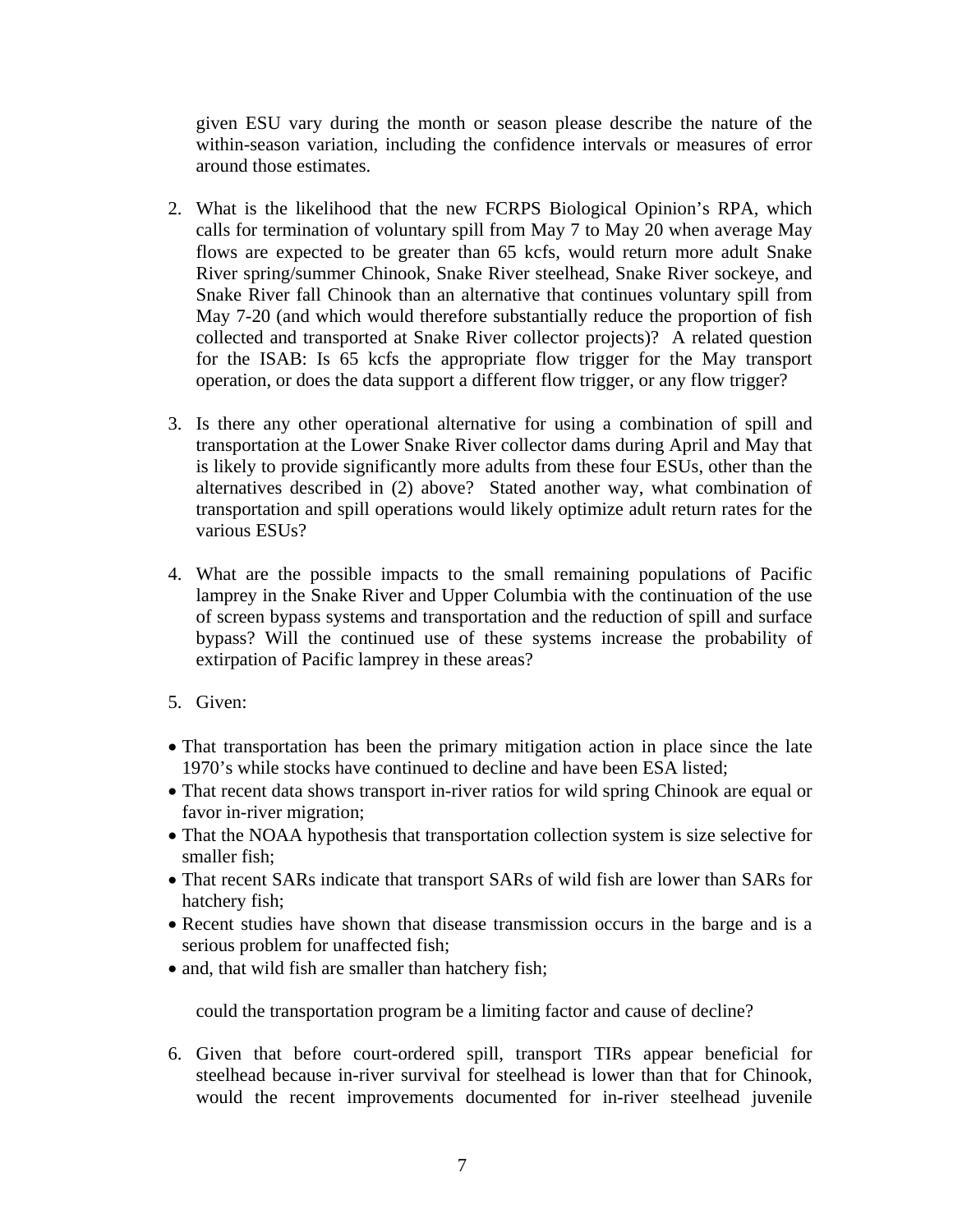given ESU vary during the month or season please describe the nature of the within-season variation, including the confidence intervals or measures of error around those estimates.

2. What is the likelihood that the new FCRPS Biological Opinion's RPA, which calls for termination of voluntary spill from May 7 to May 20 when average May flows are expected to be greater than 65 kcfs, would return more adult Snake River spring/summer Chinook, Snake River steelhead, Snake River sockeye, and Snake River fall Chinook than an alternative that continues voluntary spill from May 7-20 (and which would therefore substantially reduce the proportion of fish collected and transported at Snake River collector projects)? A related question for the ISAB: Is 65 kcfs the appropriate flow trigger for the May transport operation, or does the data support a different flow trigger, or any flow trigger?

3. Is there any other operational alternative for using a combination of spill and transportation at the Lower Snake River collector dams during April and May that is likely to provide significantly more adults from these four ESUs, other than the alternatives described in (2) above? Stated another way, what combination of transportation and spill operations would likely optimize adult return rates for the various ESUs?

4. What are the possible impacts to the small remaining populations of Pacific lamprey in the Snake River and Upper Columbia with the continuation of the use of screen bypass systems and transportation and the reduction of spill and surface bypass? Will the continued use of these systems increase the probability of extirpation of Pacific lamprey in these areas?

5. Given:

- That transportation has been the primary mitigation action in place since the late 1970's while stocks have continued to decline and have been ESA listed;
- That recent data shows transport in-river ratios for wild spring Chinook are equal or favor in-river migration;
- That the NOAA hypothesis that transportation collection system is size selective for smaller fish;
- That recent SARs indicate that transport SARs of wild fish are lower than SARs for hatchery fish;
- Recent studies have shown that disease transmission occurs in the barge and is a serious problem for unaffected fish;
- and, that wild fish are smaller than hatchery fish;

could the transportation program be a limiting factor and cause of decline?

6. Given that before court-ordered spill, transport TIRs appear beneficial for steelhead because in-river survival for steelhead is lower than that for Chinook, would the recent improvements documented for in-river steelhead juvenile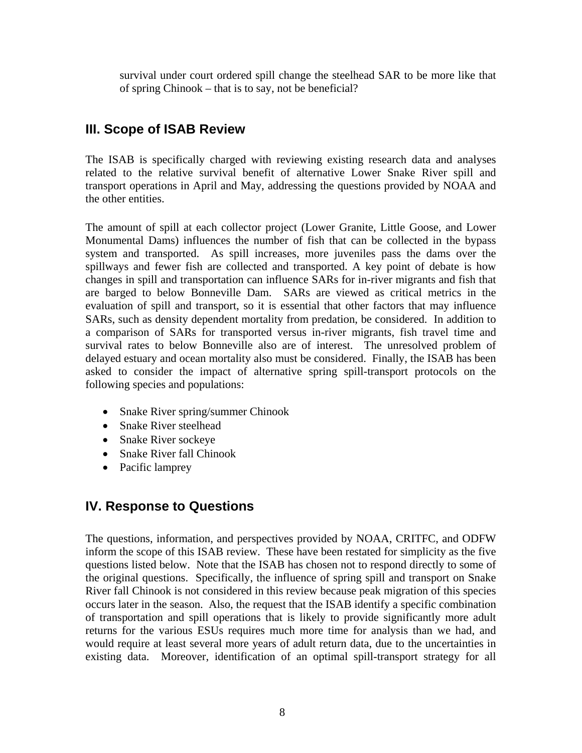survival under court ordered spill change the steelhead SAR to be more like that of spring Chinook – that is to say, not be beneficial?

## III. Scope of ISAB Review

The ISAB is specifically charged with reviewing existing research data and analyses related to the relative survival benefit of alternative Lower Snake River spill and transport operations in April and May, addressing the questions provided by NOAA and the other entities.

The amount of spill at each collector project (Lower Granite, Little Goose, and Lower Monumental Dams) influences the number of fish that can be collected in the bypass system and transported. As spill increases, more juveniles pass the dams over the spillways and fewer fish are collected and transported. A key point of debate is how changes in spill and transportation can influence SARs for in-river migrants and fish that are barged to below Bonneville Dam. SARs are viewed as critical metrics in the evaluation of spill and transport, so it is essential that other factors that may influence SARs, such as density dependent mortality from predation, be considered. In addition to a comparison of SARs for transported versus in-river migrants, fish travel time and survival rates to below Bonneville also are of interest. The unresolved problem of delayed estuary and ocean mortality also must be considered. Finally, the ISAB has been asked to consider the impact of alternative spring spill-transport protocols on the following species and populations:

- Snake River spring/summer Chinook
- Snake River steelhead
- Snake River sockeye
- Snake River fall Chinook
- Pacific lamprey

## IV. Response to Questions

The questions, information, and perspectives provided by NOAA, CRITFC, and ODFW inform the scope of this ISAB review. These have been restated for simplicity as the five questions listed below. Note that the ISAB has chosen not to respond directly to some of the original questions. Specifically, the influence of spring spill and transport on Snake River fall Chinook is not considered in this review because peak migration of this species occurs later in the season. Also, the request that the ISAB identify a specific combination of transportation and spill operations that is likely to provide significantly more adult returns for the various ESUs requires much more time for analysis than we had, and would require at least several more years of adult return data, due to the uncertainties in existing data. Moreover, identification of an optimal spill-transport strategy for all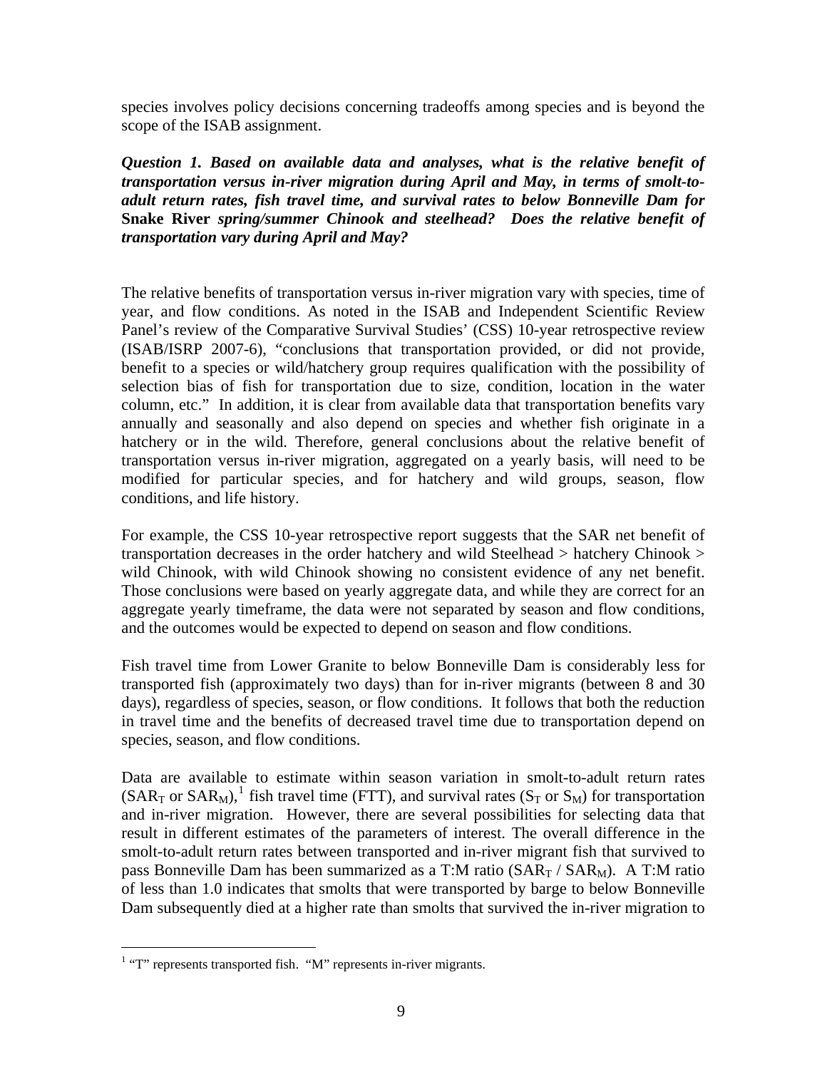species involves policy decisions concerning tradeoffs among species and is beyond the scope of the ISAB assignment.

***Question 1. Based on available data and analyses, what is the relative benefit of transportation versus in-river migration during April and May, in terms of smolt-to-adult return rates, fish travel time, and survival rates to below Bonneville Dam for*** **Snake River** ***spring/summer Chinook and steelhead? Does the relative benefit of transportation vary during April and May?***

The relative benefits of transportation versus in-river migration vary with species, time of year, and flow conditions. As noted in the ISAB and Independent Scientific Review Panel's review of the Comparative Survival Studies' (CSS) 10-year retrospective review (ISAB/ISRP 2007-6), "conclusions that transportation provided, or did not provide, benefit to a species or wild/hatchery group requires qualification with the possibility of selection bias of fish for transportation due to size, condition, location in the water column, etc." In addition, it is clear from available data that transportation benefits vary annually and seasonally and also depend on species and whether fish originate in a hatchery or in the wild. Therefore, general conclusions about the relative benefit of transportation versus in-river migration, aggregated on a yearly basis, will need to be modified for particular species, and for hatchery and wild groups, season, flow conditions, and life history.

For example, the CSS 10-year retrospective report suggests that the SAR net benefit of transportation decreases in the order hatchery and wild Steelhead > hatchery Chinook > wild Chinook, with wild Chinook showing no consistent evidence of any net benefit. Those conclusions were based on yearly aggregate data, and while they are correct for an aggregate yearly timeframe, the data were not separated by season and flow conditions, and the outcomes would be expected to depend on season and flow conditions.

Fish travel time from Lower Granite to below Bonneville Dam is considerably less for transported fish (approximately two days) than for in-river migrants (between 8 and 30 days), regardless of species, season, or flow conditions. It follows that both the reduction in travel time and the benefits of decreased travel time due to transportation depend on species, season, and flow conditions.

Data are available to estimate within season variation in smolt-to-adult return rates ($SAR_T$ or $SAR_M$),[1] fish travel time (FTT), and survival rates ($S_T$ or $S_M$) for transportation and in-river migration. However, there are several possibilities for selecting data that result in different estimates of the parameters of interest. The overall difference in the smolt-to-adult return rates between transported and in-river migrant fish that survived to pass Bonneville Dam has been summarized as a T:M ratio ($SAR_T$ / $SAR_M$). A T:M ratio of less than 1.0 indicates that smolts that were transported by barge to below Bonneville Dam subsequently died at a higher rate than smolts that survived the in-river migration to

[1] "T" represents transported fish. "M" represents in-river migrants.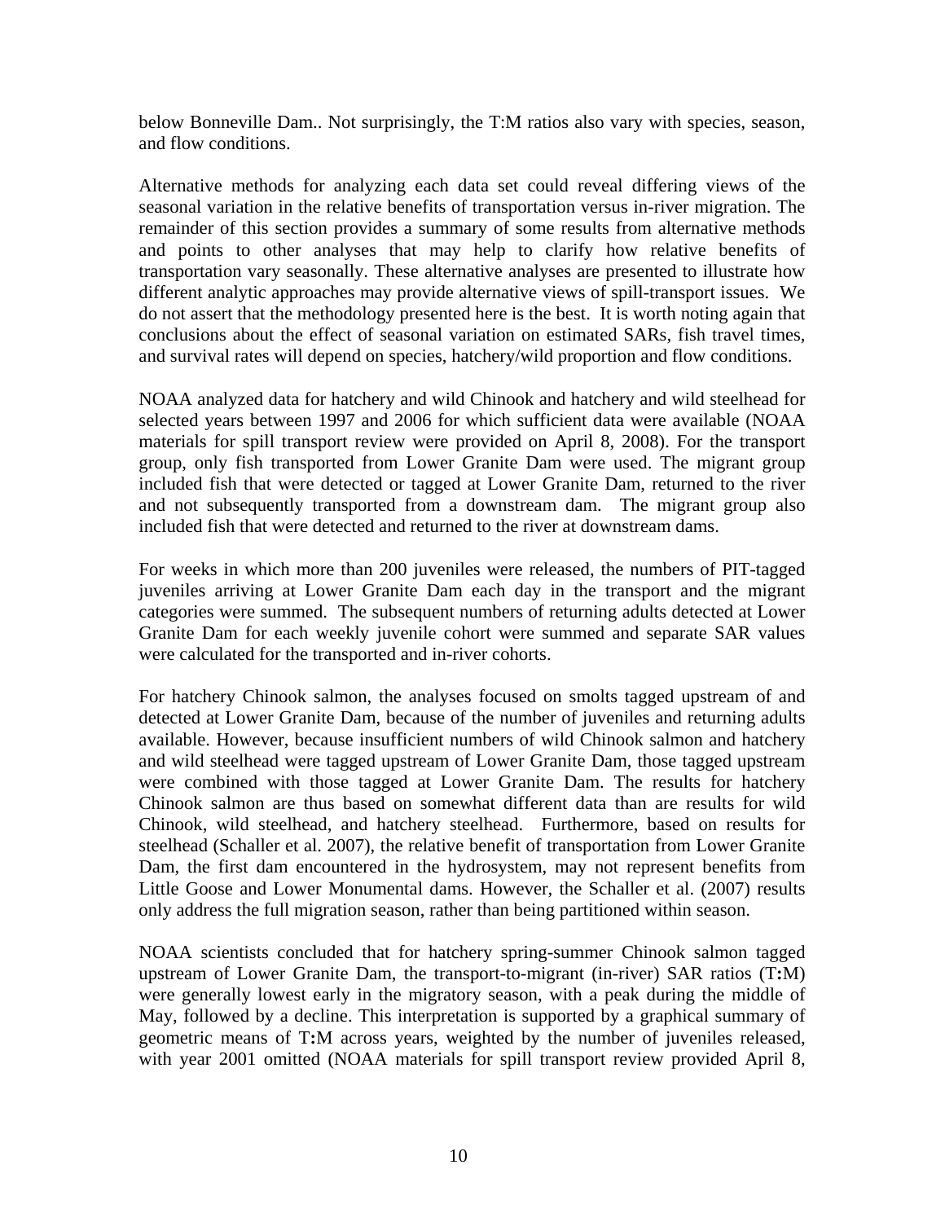below Bonneville Dam.. Not surprisingly, the T:M ratios also vary with species, season, and flow conditions.

Alternative methods for analyzing each data set could reveal differing views of the seasonal variation in the relative benefits of transportation versus in-river migration. The remainder of this section provides a summary of some results from alternative methods and points to other analyses that may help to clarify how relative benefits of transportation vary seasonally. These alternative analyses are presented to illustrate how different analytic approaches may provide alternative views of spill-transport issues. We do not assert that the methodology presented here is the best. It is worth noting again that conclusions about the effect of seasonal variation on estimated SARs, fish travel times, and survival rates will depend on species, hatchery/wild proportion and flow conditions.

NOAA analyzed data for hatchery and wild Chinook and hatchery and wild steelhead for selected years between 1997 and 2006 for which sufficient data were available (NOAA materials for spill transport review were provided on April 8, 2008). For the transport group, only fish transported from Lower Granite Dam were used. The migrant group included fish that were detected or tagged at Lower Granite Dam, returned to the river and not subsequently transported from a downstream dam. The migrant group also included fish that were detected and returned to the river at downstream dams.

For weeks in which more than 200 juveniles were released, the numbers of PIT-tagged juveniles arriving at Lower Granite Dam each day in the transport and the migrant categories were summed. The subsequent numbers of returning adults detected at Lower Granite Dam for each weekly juvenile cohort were summed and separate SAR values were calculated for the transported and in-river cohorts.

For hatchery Chinook salmon, the analyses focused on smolts tagged upstream of and detected at Lower Granite Dam, because of the number of juveniles and returning adults available. However, because insufficient numbers of wild Chinook salmon and hatchery and wild steelhead were tagged upstream of Lower Granite Dam, those tagged upstream were combined with those tagged at Lower Granite Dam. The results for hatchery Chinook salmon are thus based on somewhat different data than are results for wild Chinook, wild steelhead, and hatchery steelhead. Furthermore, based on results for steelhead (Schaller et al. 2007), the relative benefit of transportation from Lower Granite Dam, the first dam encountered in the hydrosystem, may not represent benefits from Little Goose and Lower Monumental dams. However, the Schaller et al. (2007) results only address the full migration season, rather than being partitioned within season.

NOAA scientists concluded that for hatchery spring-summer Chinook salmon tagged upstream of Lower Granite Dam, the transport-to-migrant (in-river) SAR ratios (T**:**M) were generally lowest early in the migratory season, with a peak during the middle of May, followed by a decline. This interpretation is supported by a graphical summary of geometric means of T**:**M across years, weighted by the number of juveniles released, with year 2001 omitted (NOAA materials for spill transport review provided April 8,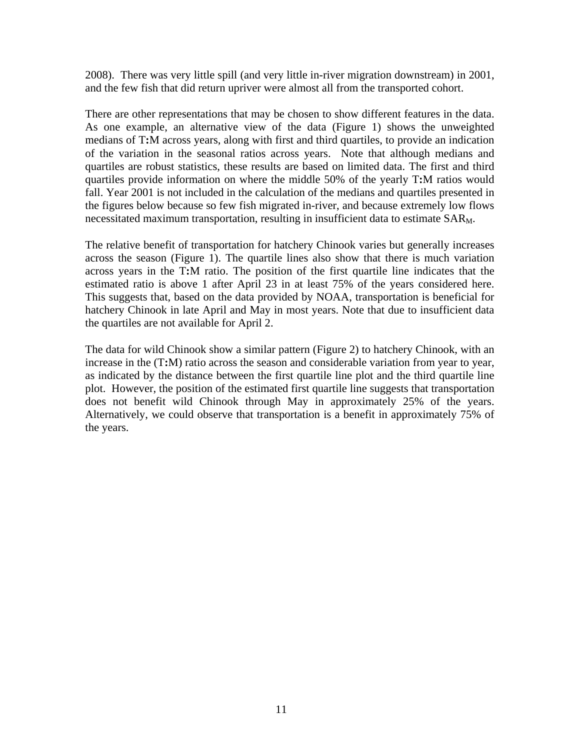2008). There was very little spill (and very little in-river migration downstream) in 2001, and the few fish that did return upriver were almost all from the transported cohort.

There are other representations that may be chosen to show different features in the data. As one example, an alternative view of the data (Figure 1) shows the unweighted medians of T**:**M across years, along with first and third quartiles, to provide an indication of the variation in the seasonal ratios across years. Note that although medians and quartiles are robust statistics, these results are based on limited data. The first and third quartiles provide information on where the middle 50% of the yearly T**:**M ratios would fall. Year 2001 is not included in the calculation of the medians and quartiles presented in the figures below because so few fish migrated in-river, and because extremely low flows necessitated maximum transportation, resulting in insufficient data to estimate $SAR_M$.

The relative benefit of transportation for hatchery Chinook varies but generally increases across the season (Figure 1). The quartile lines also show that there is much variation across years in the T**:**M ratio. The position of the first quartile line indicates that the estimated ratio is above 1 after April 23 in at least 75% of the years considered here. This suggests that, based on the data provided by NOAA, transportation is beneficial for hatchery Chinook in late April and May in most years. Note that due to insufficient data the quartiles are not available for April 2.

The data for wild Chinook show a similar pattern (Figure 2) to hatchery Chinook, with an increase in the (T**:**M) ratio across the season and considerable variation from year to year, as indicated by the distance between the first quartile line plot and the third quartile line plot. However, the position of the estimated first quartile line suggests that transportation does not benefit wild Chinook through May in approximately 25% of the years. Alternatively, we could observe that transportation is a benefit in approximately 75% of the years.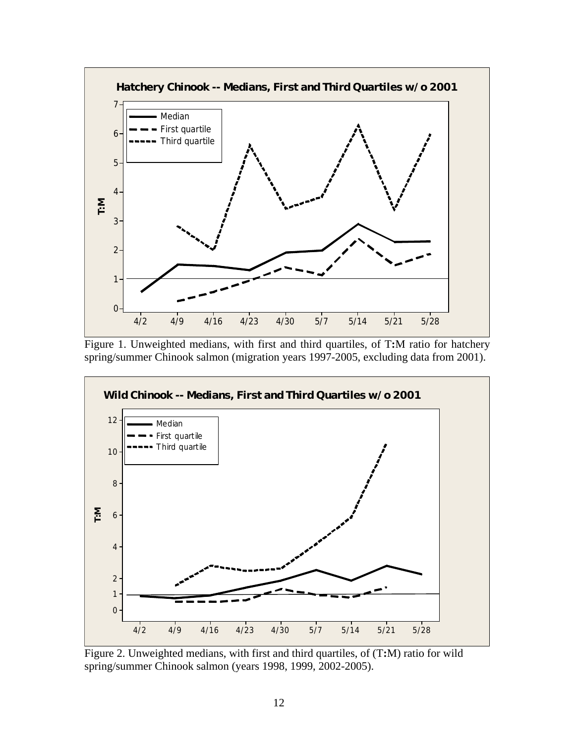Figure 1. Unweighted medians, with first and third quartiles, of T:M ratio for hatchery spring/summer Chinook salmon (migration years 1997-2005, excluding data from 2001).

Figure 2. Unweighted medians, with first and third quartiles, of (T:M) ratio for wild spring/summer Chinook salmon (years 1998, 1999, 2002-2005).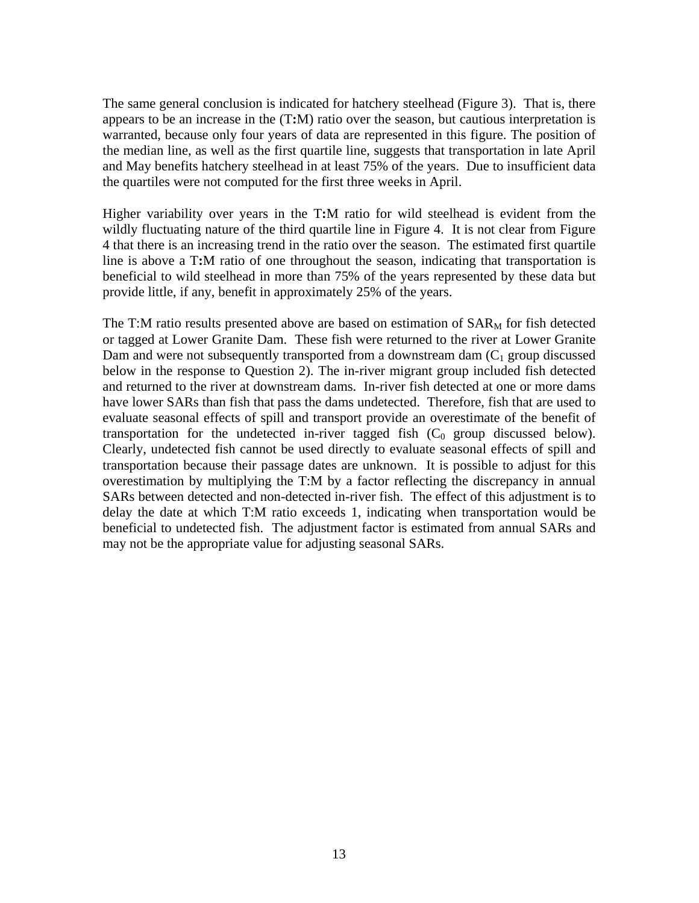The same general conclusion is indicated for hatchery steelhead (Figure 3). That is, there appears to be an increase in the (T**:**M) ratio over the season, but cautious interpretation is warranted, because only four years of data are represented in this figure. The position of the median line, as well as the first quartile line, suggests that transportation in late April and May benefits hatchery steelhead in at least 75% of the years. Due to insufficient data the quartiles were not computed for the first three weeks in April.

Higher variability over years in the T**:**M ratio for wild steelhead is evident from the wildly fluctuating nature of the third quartile line in Figure 4. It is not clear from Figure 4 that there is an increasing trend in the ratio over the season. The estimated first quartile line is above a T**:**M ratio of one throughout the season, indicating that transportation is beneficial to wild steelhead in more than 75% of the years represented by these data but provide little, if any, benefit in approximately 25% of the years.

The T:M ratio results presented above are based on estimation of $SAR_M$ for fish detected or tagged at Lower Granite Dam. These fish were returned to the river at Lower Granite Dam and were not subsequently transported from a downstream dam ($C_1$ group discussed below in the response to Question 2). The in-river migrant group included fish detected and returned to the river at downstream dams. In-river fish detected at one or more dams have lower SARs than fish that pass the dams undetected. Therefore, fish that are used to evaluate seasonal effects of spill and transport provide an overestimate of the benefit of transportation for the undetected in-river tagged fish ($C_0$ group discussed below). Clearly, undetected fish cannot be used directly to evaluate seasonal effects of spill and transportation because their passage dates are unknown. It is possible to adjust for this overestimation by multiplying the T:M by a factor reflecting the discrepancy in annual SARs between detected and non-detected in-river fish. The effect of this adjustment is to delay the date at which T:M ratio exceeds 1, indicating when transportation would be beneficial to undetected fish. The adjustment factor is estimated from annual SARs and may not be the appropriate value for adjusting seasonal SARs.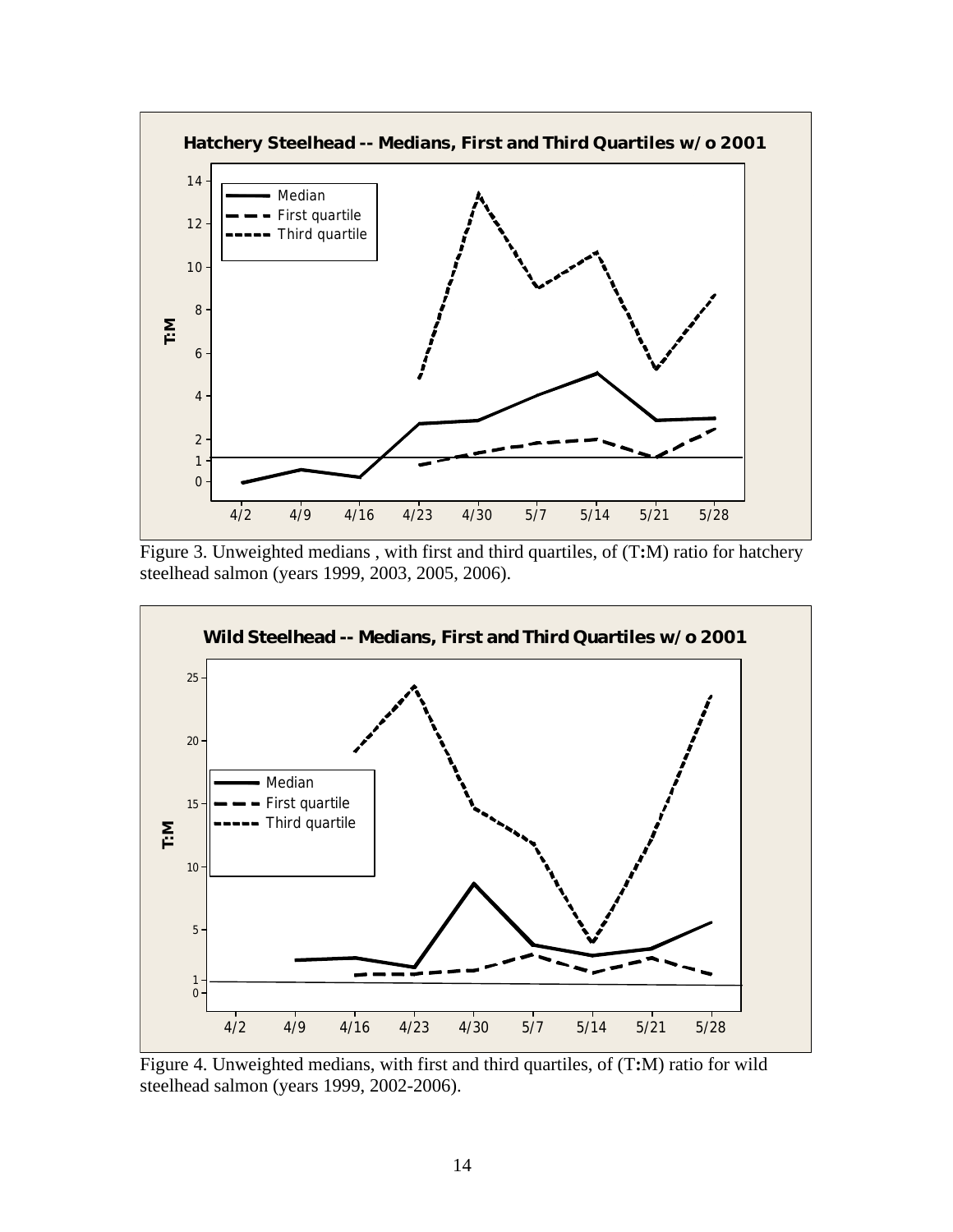Figure 3. Unweighted medians , with first and third quartiles, of (T**:**M) ratio for hatchery steelhead salmon (years 1999, 2003, 2005, 2006).

Figure 4. Unweighted medians, with first and third quartiles, of (T**:**M) ratio for wild steelhead salmon (years 1999, 2002-2006).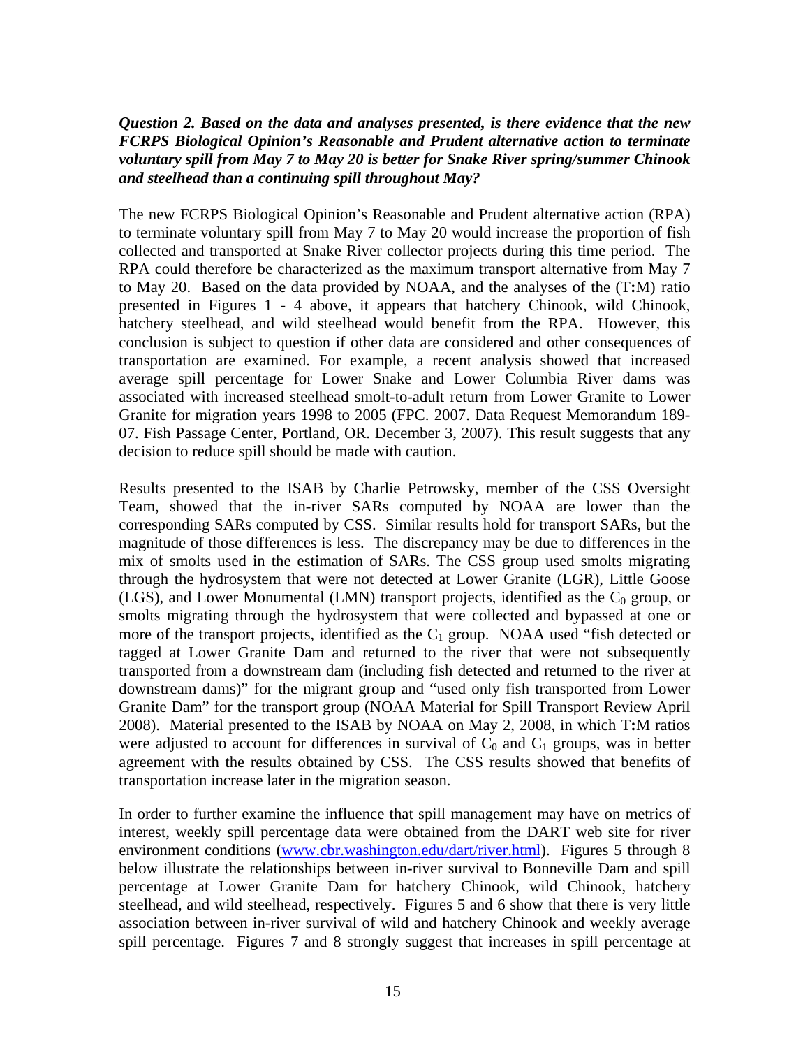***Question 2. Based on the data and analyses presented, is there evidence that the new FCRPS Biological Opinion's Reasonable and Prudent alternative action to terminate voluntary spill from May 7 to May 20 is better for Snake River spring/summer Chinook and steelhead than a continuing spill throughout May?***

The new FCRPS Biological Opinion's Reasonable and Prudent alternative action (RPA) to terminate voluntary spill from May 7 to May 20 would increase the proportion of fish collected and transported at Snake River collector projects during this time period. The RPA could therefore be characterized as the maximum transport alternative from May 7 to May 20. Based on the data provided by NOAA, and the analyses of the (T**:**M) ratio presented in Figures 1 - 4 above, it appears that hatchery Chinook, wild Chinook, hatchery steelhead, and wild steelhead would benefit from the RPA. However, this conclusion is subject to question if other data are considered and other consequences of transportation are examined. For example, a recent analysis showed that increased average spill percentage for Lower Snake and Lower Columbia River dams was associated with increased steelhead smolt-to-adult return from Lower Granite to Lower Granite for migration years 1998 to 2005 (FPC. 2007. Data Request Memorandum 189-07. Fish Passage Center, Portland, OR. December 3, 2007). This result suggests that any decision to reduce spill should be made with caution.

Results presented to the ISAB by Charlie Petrowsky, member of the CSS Oversight Team, showed that the in-river SARs computed by NOAA are lower than the corresponding SARs computed by CSS. Similar results hold for transport SARs, but the magnitude of those differences is less. The discrepancy may be due to differences in the mix of smolts used in the estimation of SARs. The CSS group used smolts migrating through the hydrosystem that were not detected at Lower Granite (LGR), Little Goose (LGS), and Lower Monumental (LMN) transport projects, identified as the $C_0$ group, or smolts migrating through the hydrosystem that were collected and bypassed at one or more of the transport projects, identified as the $C_1$ group. NOAA used "fish detected or tagged at Lower Granite Dam and returned to the river that were not subsequently transported from a downstream dam (including fish detected and returned to the river at downstream dams)" for the migrant group and "used only fish transported from Lower Granite Dam" for the transport group (NOAA Material for Spill Transport Review April 2008). Material presented to the ISAB by NOAA on May 2, 2008, in which T**:**M ratios were adjusted to account for differences in survival of $C_0$ and $C_1$ groups, was in better agreement with the results obtained by CSS. The CSS results showed that benefits of transportation increase later in the migration season.

In order to further examine the influence that spill management may have on metrics of interest, weekly spill percentage data were obtained from the DART web site for river environment conditions (www.cbr.washington.edu/dart/river.html). Figures 5 through 8 below illustrate the relationships between in-river survival to Bonneville Dam and spill percentage at Lower Granite Dam for hatchery Chinook, wild Chinook, hatchery steelhead, and wild steelhead, respectively. Figures 5 and 6 show that there is very little association between in-river survival of wild and hatchery Chinook and weekly average spill percentage. Figures 7 and 8 strongly suggest that increases in spill percentage at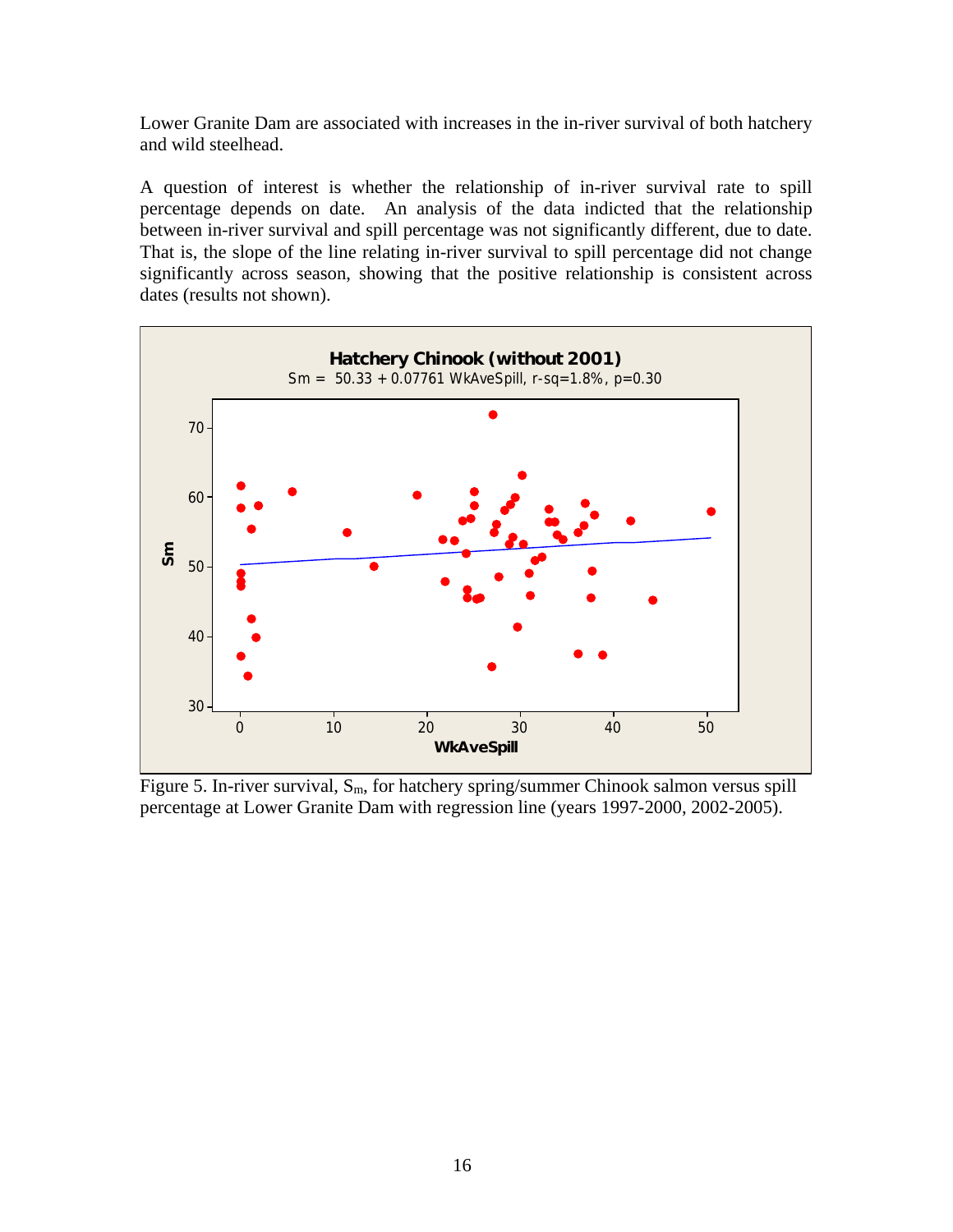Lower Granite Dam are associated with increases in the in-river survival of both hatchery and wild steelhead.

A question of interest is whether the relationship of in-river survival rate to spill percentage depends on date. An analysis of the data indicted that the relationship between in-river survival and spill percentage was not significantly different, due to date. That is, the slope of the line relating in-river survival to spill percentage did not change significantly across season, showing that the positive relationship is consistent across dates (results not shown).

Figure 5. In-river survival, $S_m$, for hatchery spring/summer Chinook salmon versus spill percentage at Lower Granite Dam with regression line (years 1997-2000, 2002-2005).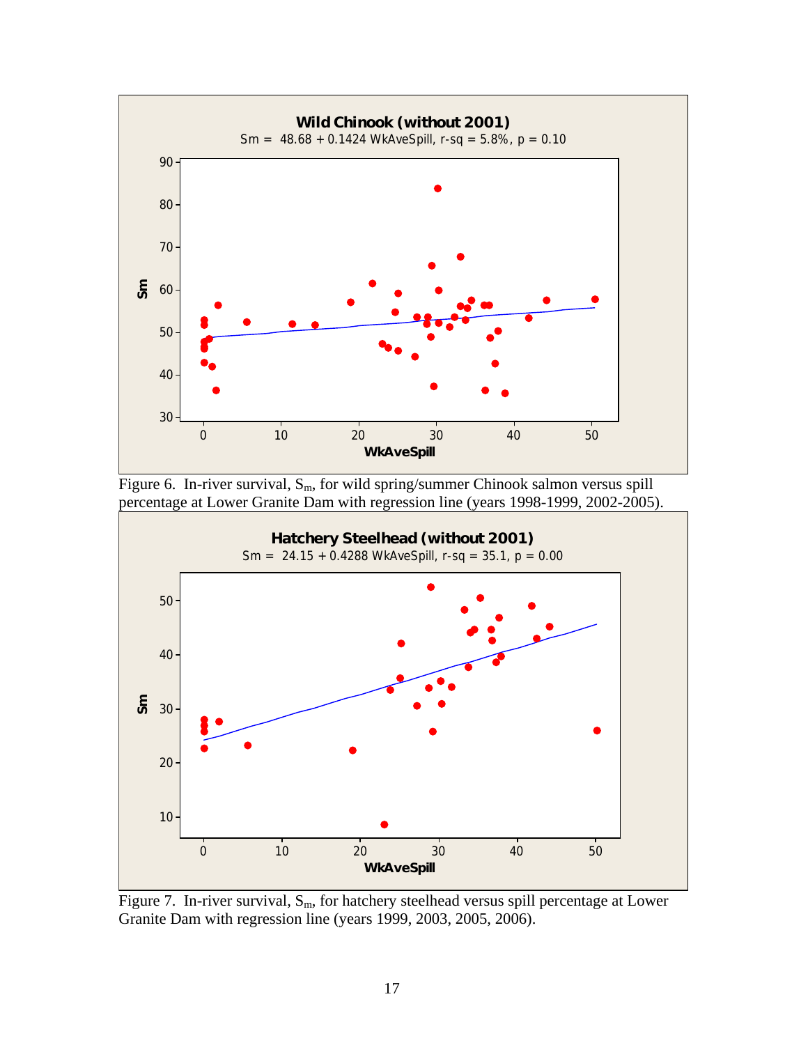Figure 6. In-river survival, $S_m$, for wild spring/summer Chinook salmon versus spill percentage at Lower Granite Dam with regression line (years 1998-1999, 2002-2005).

Figure 7. In-river survival, $S_m$, for hatchery steelhead versus spill percentage at Lower Granite Dam with regression line (years 1999, 2003, 2005, 2006).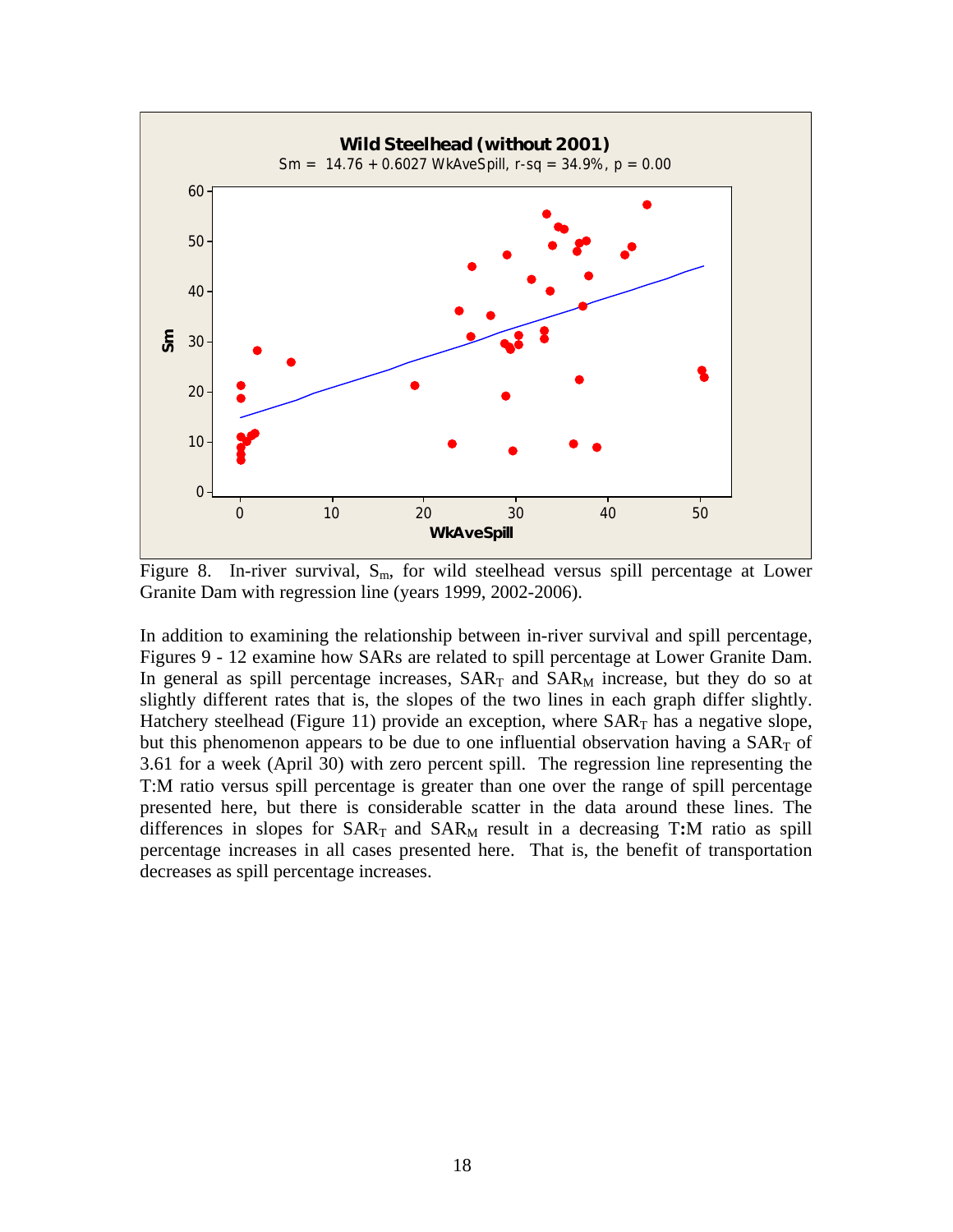Figure 8. In-river survival, $S_m$, for wild steelhead versus spill percentage at Lower Granite Dam with regression line (years 1999, 2002-2006).

In addition to examining the relationship between in-river survival and spill percentage, Figures 9 - 12 examine how SARs are related to spill percentage at Lower Granite Dam. In general as spill percentage increases, $SAR_T$ and $SAR_M$ increase, but they do so at slightly different rates that is, the slopes of the two lines in each graph differ slightly. Hatchery steelhead (Figure 11) provide an exception, where $SAR_T$ has a negative slope, but this phenomenon appears to be due to one influential observation having a $SAR_T$ of 3.61 for a week (April 30) with zero percent spill. The regression line representing the T:M ratio versus spill percentage is greater than one over the range of spill percentage presented here, but there is considerable scatter in the data around these lines. The differences in slopes for $SAR_T$ and $SAR_M$ result in a decreasing T:M ratio as spill percentage increases in all cases presented here. That is, the benefit of transportation decreases as spill percentage increases.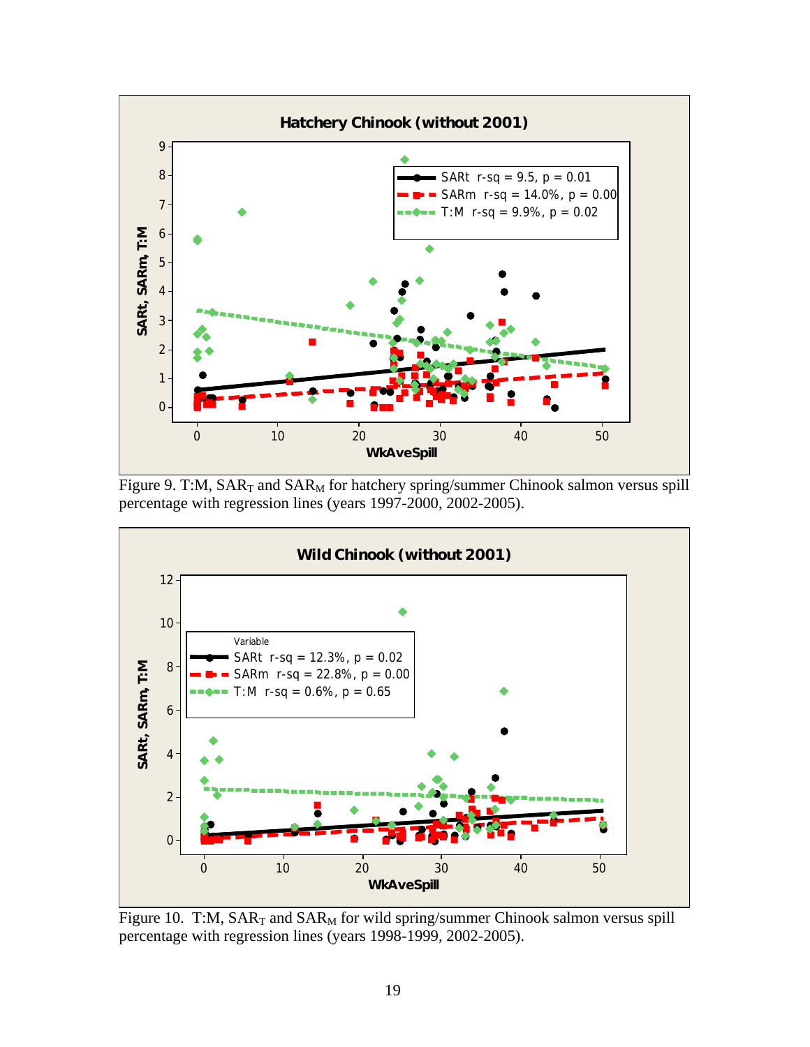Figure 9. T:M, $SAR_T$ and $SAR_M$ for hatchery spring/summer Chinook salmon versus spill percentage with regression lines (years 1997-2000, 2002-2005).

Figure 10. T:M, $SAR_T$ and $SAR_M$ for wild spring/summer Chinook salmon versus spill percentage with regression lines (years 1998-1999, 2002-2005).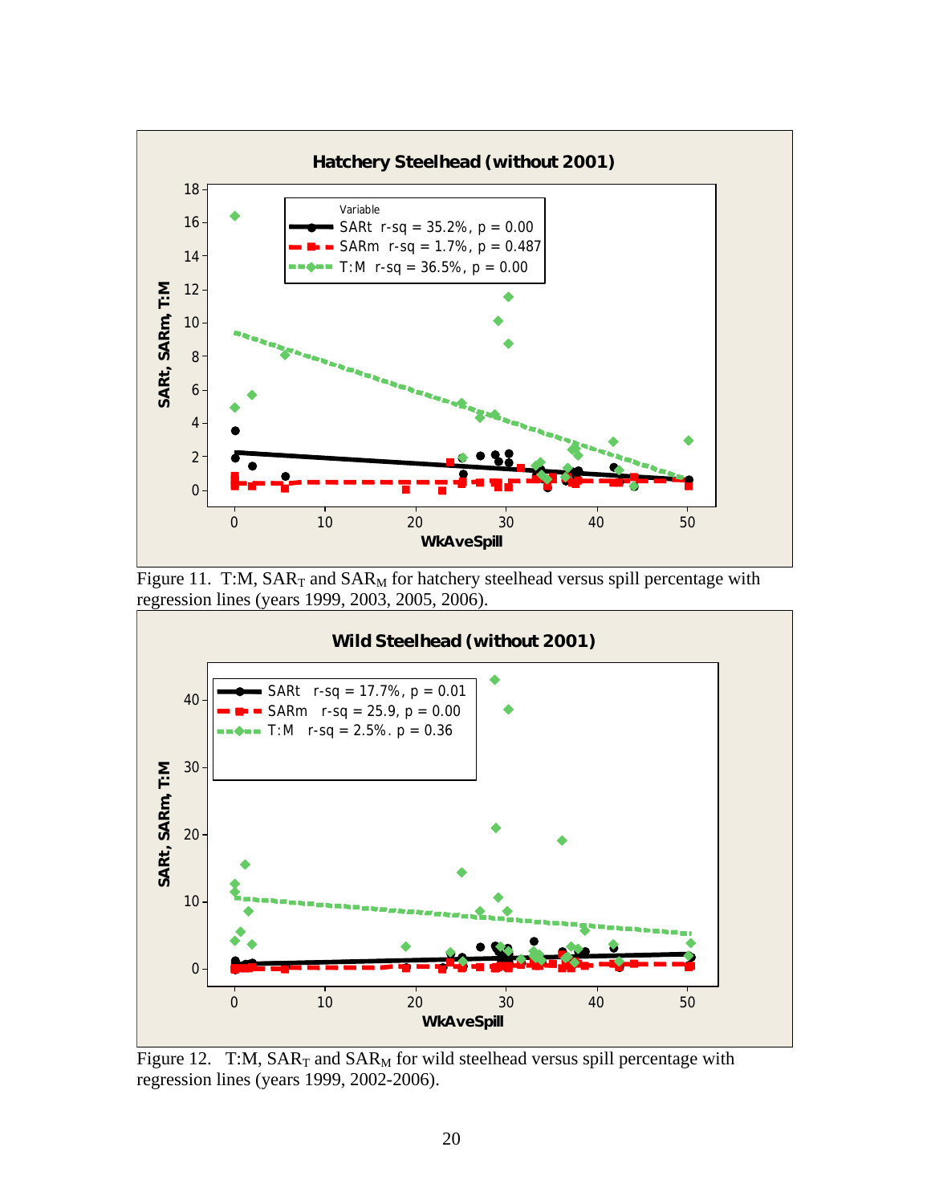Figure 11. T:M, $SAR_T$ and $SAR_M$ for hatchery steelhead versus spill percentage with regression lines (years 1999, 2003, 2005, 2006).

Figure 12. T:M, $SAR_T$ and $SAR_M$ for wild steelhead versus spill percentage with regression lines (years 1999, 2002-2006).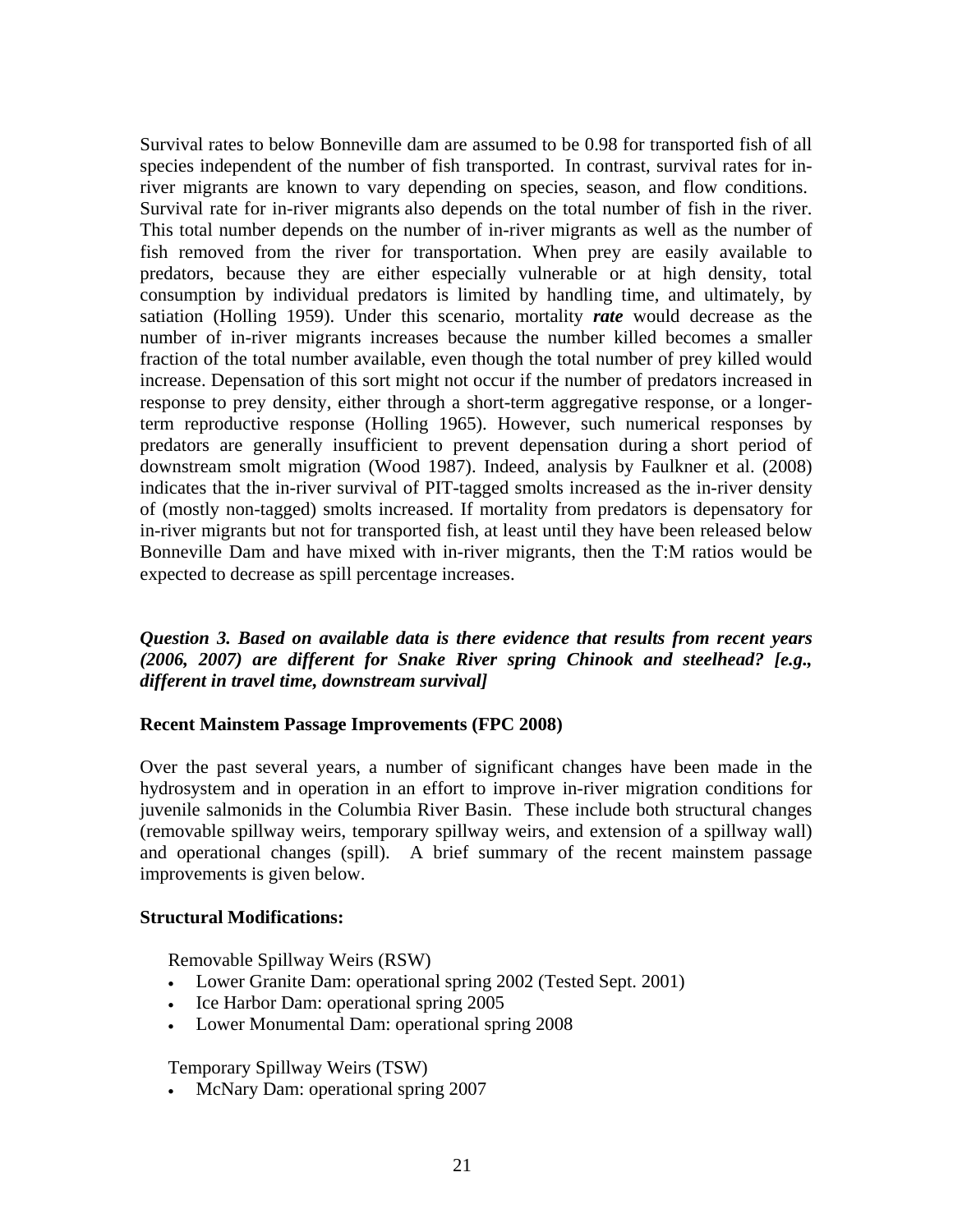Survival rates to below Bonneville dam are assumed to be 0.98 for transported fish of all species independent of the number of fish transported. In contrast, survival rates for in-river migrants are known to vary depending on species, season, and flow conditions. Survival rate for in-river migrants also depends on the total number of fish in the river. This total number depends on the number of in-river migrants as well as the number of fish removed from the river for transportation. When prey are easily available to predators, because they are either especially vulnerable or at high density, total consumption by individual predators is limited by handling time, and ultimately, by satiation (Holling 1959). Under this scenario, mortality ***rate*** would decrease as the number of in-river migrants increases because the number killed becomes a smaller fraction of the total number available, even though the total number of prey killed would increase. Depensation of this sort might not occur if the number of predators increased in response to prey density, either through a short-term aggregative response, or a longer-term reproductive response (Holling 1965). However, such numerical responses by predators are generally insufficient to prevent depensation during a short period of downstream smolt migration (Wood 1987). Indeed, analysis by Faulkner et al. (2008) indicates that the in-river survival of PIT-tagged smolts increased as the in-river density of (mostly non-tagged) smolts increased. If mortality from predators is depensatory for in-river migrants but not for transported fish, at least until they have been released below Bonneville Dam and have mixed with in-river migrants, then the T:M ratios would be expected to decrease as spill percentage increases.

***Question 3. Based on available data is there evidence that results from recent years (2006, 2007) are different for Snake River spring Chinook and steelhead? [e.g., different in travel time, downstream survival]***

**Recent Mainstem Passage Improvements (FPC 2008)**

Over the past several years, a number of significant changes have been made in the hydrosystem and in operation in an effort to improve in-river migration conditions for juvenile salmonids in the Columbia River Basin. These include both structural changes (removable spillway weirs, temporary spillway weirs, and extension of a spillway wall) and operational changes (spill). A brief summary of the recent mainstem passage improvements is given below.

**Structural Modifications:**

Removable Spillway Weirs (RSW)

- Lower Granite Dam: operational spring 2002 (Tested Sept. 2001)
- Ice Harbor Dam: operational spring 2005
- Lower Monumental Dam: operational spring 2008

Temporary Spillway Weirs (TSW)

- McNary Dam: operational spring 2007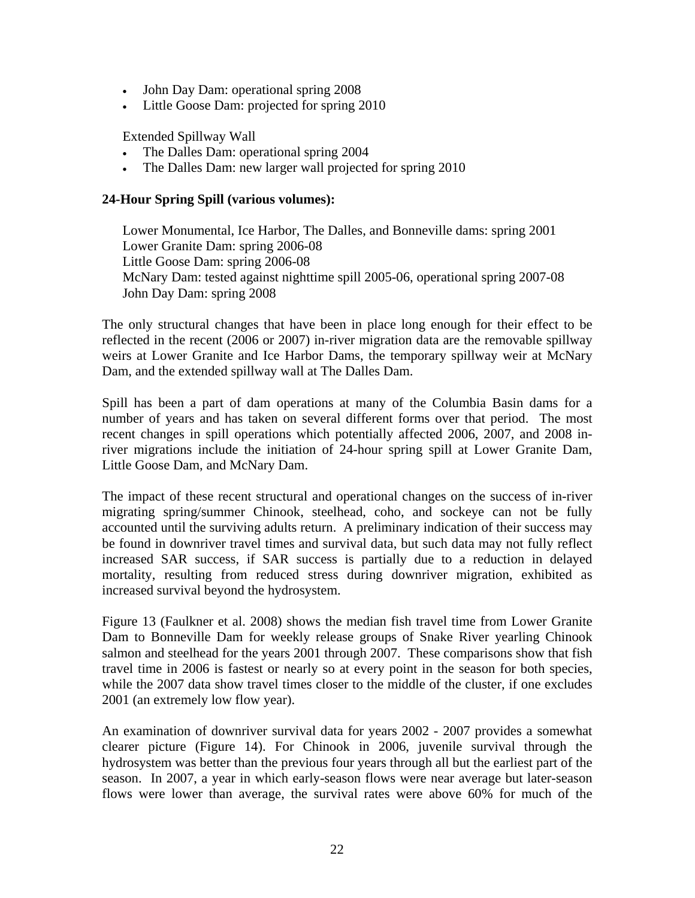- John Day Dam: operational spring 2008
- Little Goose Dam: projected for spring 2010

Extended Spillway Wall

- The Dalles Dam: operational spring 2004
- The Dalles Dam: new larger wall projected for spring 2010

**24-Hour Spring Spill (various volumes):**

Lower Monumental, Ice Harbor, The Dalles, and Bonneville dams: spring 2001
Lower Granite Dam: spring 2006-08
Little Goose Dam: spring 2006-08
McNary Dam: tested against nighttime spill 2005-06, operational spring 2007-08
John Day Dam: spring 2008

The only structural changes that have been in place long enough for their effect to be reflected in the recent (2006 or 2007) in-river migration data are the removable spillway weirs at Lower Granite and Ice Harbor Dams, the temporary spillway weir at McNary Dam, and the extended spillway wall at The Dalles Dam.

Spill has been a part of dam operations at many of the Columbia Basin dams for a number of years and has taken on several different forms over that period. The most recent changes in spill operations which potentially affected 2006, 2007, and 2008 in-river migrations include the initiation of 24-hour spring spill at Lower Granite Dam, Little Goose Dam, and McNary Dam.

The impact of these recent structural and operational changes on the success of in-river migrating spring/summer Chinook, steelhead, coho, and sockeye can not be fully accounted until the surviving adults return. A preliminary indication of their success may be found in downriver travel times and survival data, but such data may not fully reflect increased SAR success, if SAR success is partially due to a reduction in delayed mortality, resulting from reduced stress during downriver migration, exhibited as increased survival beyond the hydrosystem.

Figure 13 (Faulkner et al. 2008) shows the median fish travel time from Lower Granite Dam to Bonneville Dam for weekly release groups of Snake River yearling Chinook salmon and steelhead for the years 2001 through 2007. These comparisons show that fish travel time in 2006 is fastest or nearly so at every point in the season for both species, while the 2007 data show travel times closer to the middle of the cluster, if one excludes 2001 (an extremely low flow year).

An examination of downriver survival data for years 2002 - 2007 provides a somewhat clearer picture (Figure 14). For Chinook in 2006, juvenile survival through the hydrosystem was better than the previous four years through all but the earliest part of the season. In 2007, a year in which early-season flows were near average but later-season flows were lower than average, the survival rates were above 60% for much of the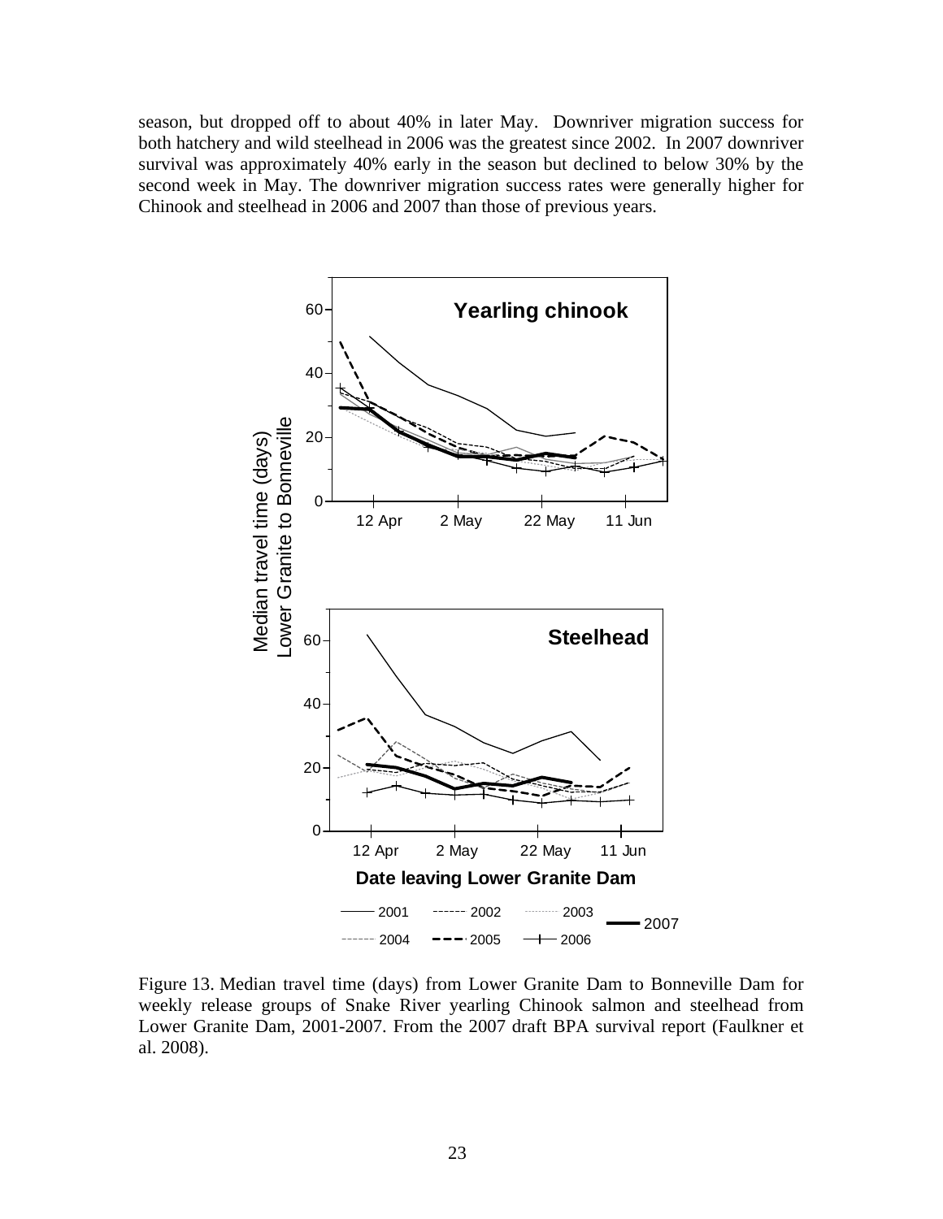season, but dropped off to about 40% in later May. Downriver migration success for both hatchery and wild steelhead in 2006 was the greatest since 2002. In 2007 downriver survival was approximately 40% early in the season but declined to below 30% by the second week in May. The downriver migration success rates were generally higher for Chinook and steelhead in 2006 and 2007 than those of previous years.

Figure 13. Median travel time (days) from Lower Granite Dam to Bonneville Dam for weekly release groups of Snake River yearling Chinook salmon and steelhead from Lower Granite Dam, 2001-2007. From the 2007 draft BPA survival report (Faulkner et al. 2008).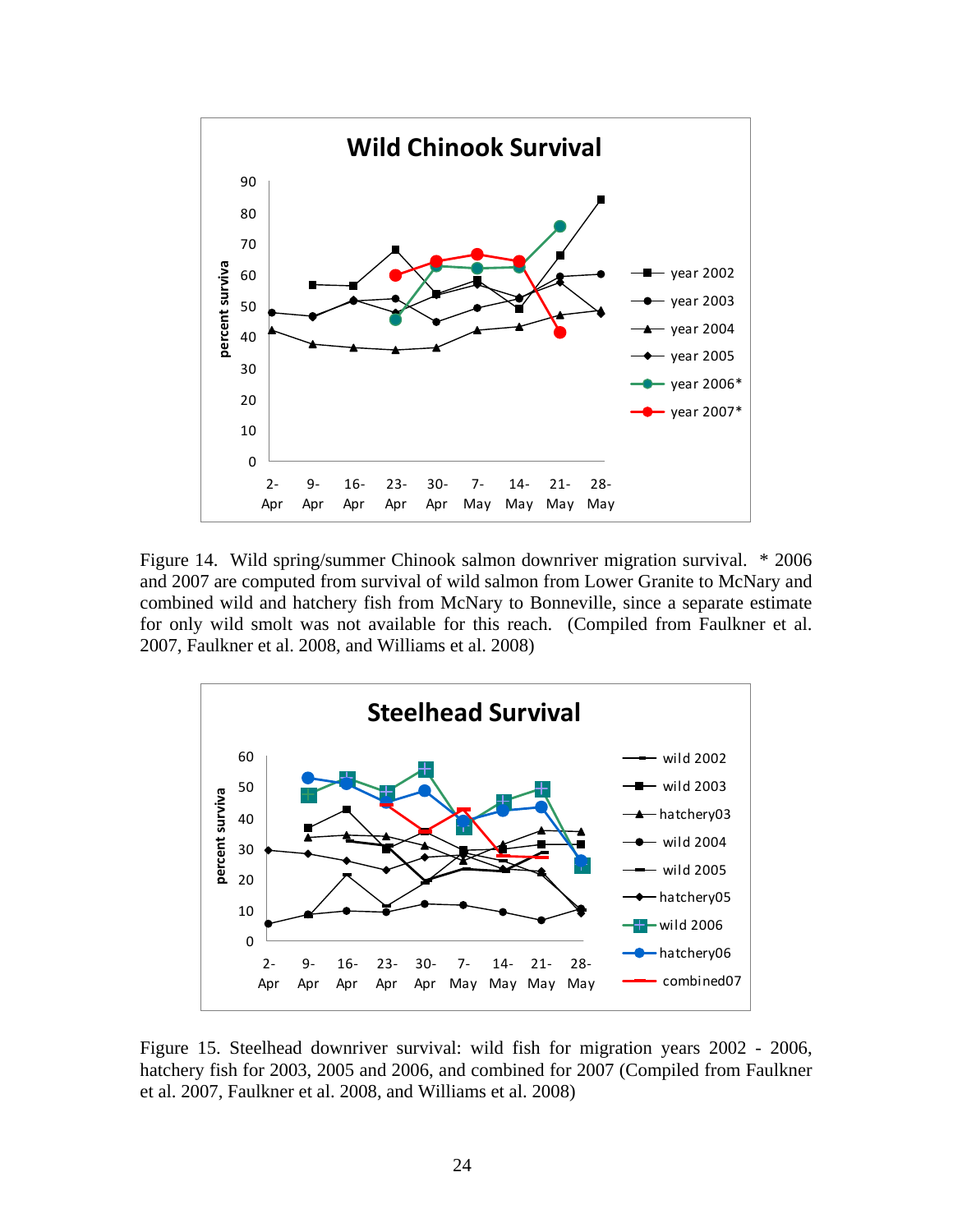Figure 14. Wild spring/summer Chinook salmon downriver migration survival. * 2006 and 2007 are computed from survival of wild salmon from Lower Granite to McNary and combined wild and hatchery fish from McNary to Bonneville, since a separate estimate for only wild smolt was not available for this reach. (Compiled from Faulkner et al. 2007, Faulkner et al. 2008, and Williams et al. 2008)

Figure 15. Steelhead downriver survival: wild fish for migration years 2002 - 2006, hatchery fish for 2003, 2005 and 2006, and combined for 2007 (Compiled from Faulkner et al. 2007, Faulkner et al. 2008, and Williams et al. 2008)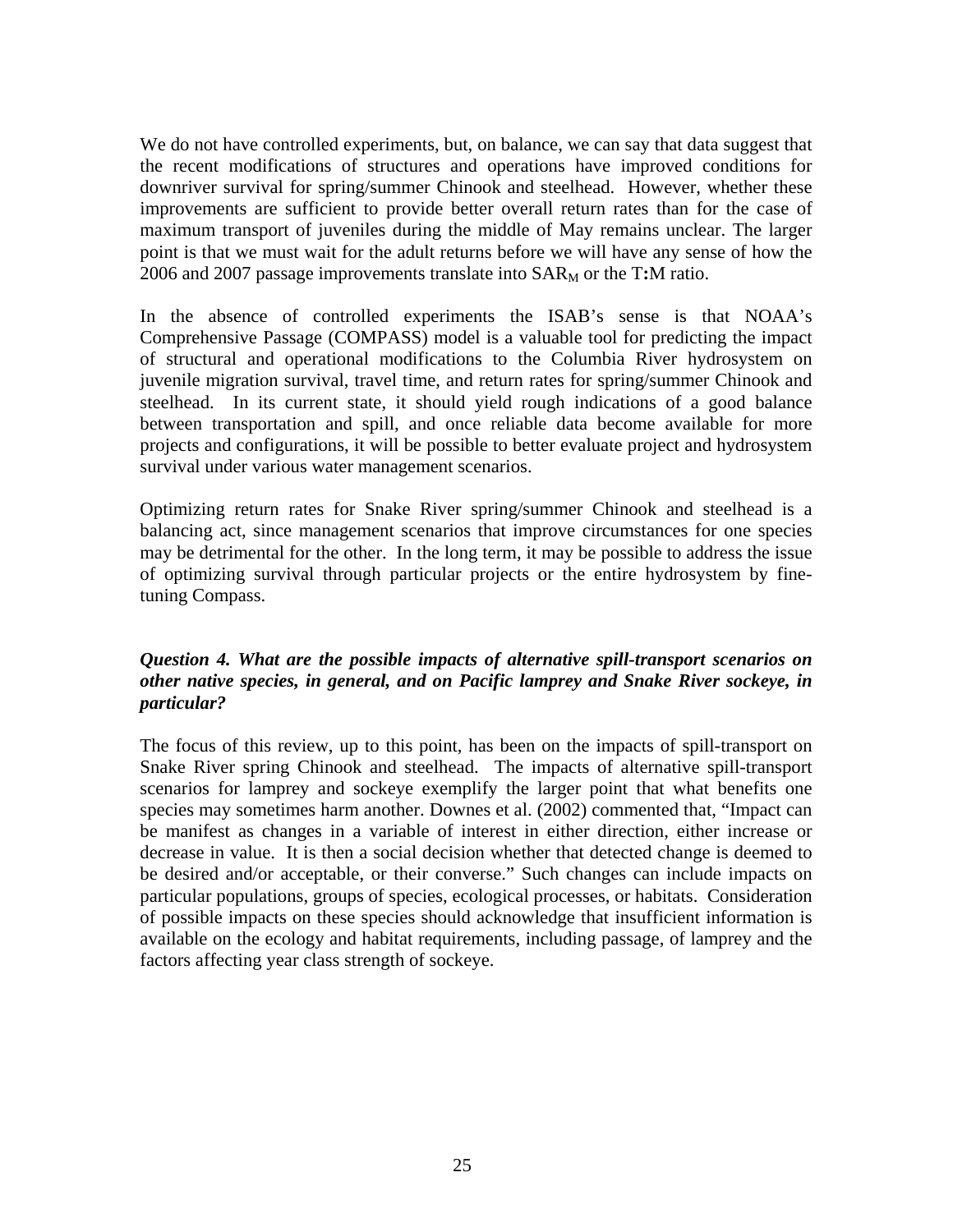We do not have controlled experiments, but, on balance, we can say that data suggest that the recent modifications of structures and operations have improved conditions for downriver survival for spring/summer Chinook and steelhead. However, whether these improvements are sufficient to provide better overall return rates than for the case of maximum transport of juveniles during the middle of May remains unclear. The larger point is that we must wait for the adult returns before we will have any sense of how the 2006 and 2007 passage improvements translate into $SAR_M$ or the T**:**M ratio.

In the absence of controlled experiments the ISAB's sense is that NOAA's Comprehensive Passage (COMPASS) model is a valuable tool for predicting the impact of structural and operational modifications to the Columbia River hydrosystem on juvenile migration survival, travel time, and return rates for spring/summer Chinook and steelhead. In its current state, it should yield rough indications of a good balance between transportation and spill, and once reliable data become available for more projects and configurations, it will be possible to better evaluate project and hydrosystem survival under various water management scenarios.

Optimizing return rates for Snake River spring/summer Chinook and steelhead is a balancing act, since management scenarios that improve circumstances for one species may be detrimental for the other. In the long term, it may be possible to address the issue of optimizing survival through particular projects or the entire hydrosystem by fine-tuning Compass.

***Question 4. What are the possible impacts of alternative spill-transport scenarios on other native species, in general, and on Pacific lamprey and Snake River sockeye, in particular?***

The focus of this review, up to this point, has been on the impacts of spill-transport on Snake River spring Chinook and steelhead. The impacts of alternative spill-transport scenarios for lamprey and sockeye exemplify the larger point that what benefits one species may sometimes harm another. Downes et al. (2002) commented that, "Impact can be manifest as changes in a variable of interest in either direction, either increase or decrease in value. It is then a social decision whether that detected change is deemed to be desired and/or acceptable, or their converse." Such changes can include impacts on particular populations, groups of species, ecological processes, or habitats. Consideration of possible impacts on these species should acknowledge that insufficient information is available on the ecology and habitat requirements, including passage, of lamprey and the factors affecting year class strength of sockeye.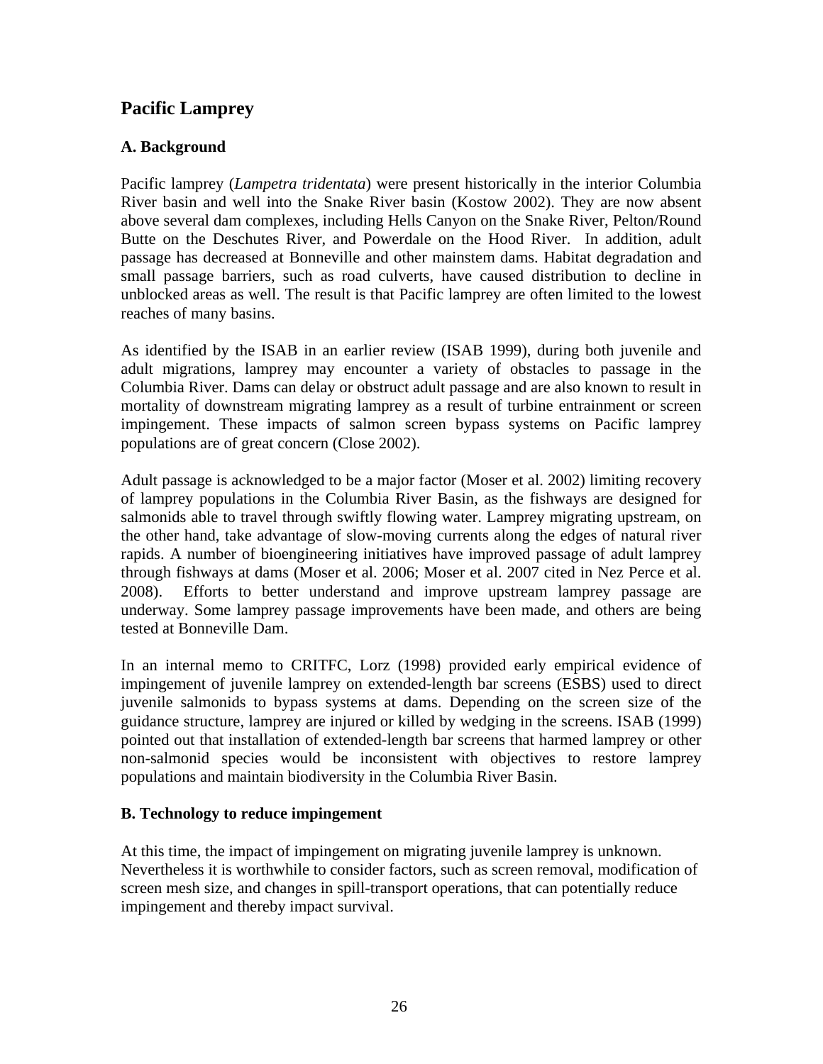## Pacific Lamprey

### A. Background

Pacific lamprey (*Lampetra tridentata*) were present historically in the interior Columbia River basin and well into the Snake River basin (Kostow 2002). They are now absent above several dam complexes, including Hells Canyon on the Snake River, Pelton/Round Butte on the Deschutes River, and Powerdale on the Hood River. In addition, adult passage has decreased at Bonneville and other mainstem dams. Habitat degradation and small passage barriers, such as road culverts, have caused distribution to decline in unblocked areas as well. The result is that Pacific lamprey are often limited to the lowest reaches of many basins.

As identified by the ISAB in an earlier review (ISAB 1999), during both juvenile and adult migrations, lamprey may encounter a variety of obstacles to passage in the Columbia River. Dams can delay or obstruct adult passage and are also known to result in mortality of downstream migrating lamprey as a result of turbine entrainment or screen impingement. These impacts of salmon screen bypass systems on Pacific lamprey populations are of great concern (Close 2002).

Adult passage is acknowledged to be a major factor (Moser et al. 2002) limiting recovery of lamprey populations in the Columbia River Basin, as the fishways are designed for salmonids able to travel through swiftly flowing water. Lamprey migrating upstream, on the other hand, take advantage of slow-moving currents along the edges of natural river rapids. A number of bioengineering initiatives have improved passage of adult lamprey through fishways at dams (Moser et al. 2006; Moser et al. 2007 cited in Nez Perce et al. 2008). Efforts to better understand and improve upstream lamprey passage are underway. Some lamprey passage improvements have been made, and others are being tested at Bonneville Dam.

In an internal memo to CRITFC, Lorz (1998) provided early empirical evidence of impingement of juvenile lamprey on extended-length bar screens (ESBS) used to direct juvenile salmonids to bypass systems at dams. Depending on the screen size of the guidance structure, lamprey are injured or killed by wedging in the screens. ISAB (1999) pointed out that installation of extended-length bar screens that harmed lamprey or other non-salmonid species would be inconsistent with objectives to restore lamprey populations and maintain biodiversity in the Columbia River Basin.

### B. Technology to reduce impingement

At this time, the impact of impingement on migrating juvenile lamprey is unknown. Nevertheless it is worthwhile to consider factors, such as screen removal, modification of screen mesh size, and changes in spill-transport operations, that can potentially reduce impingement and thereby impact survival.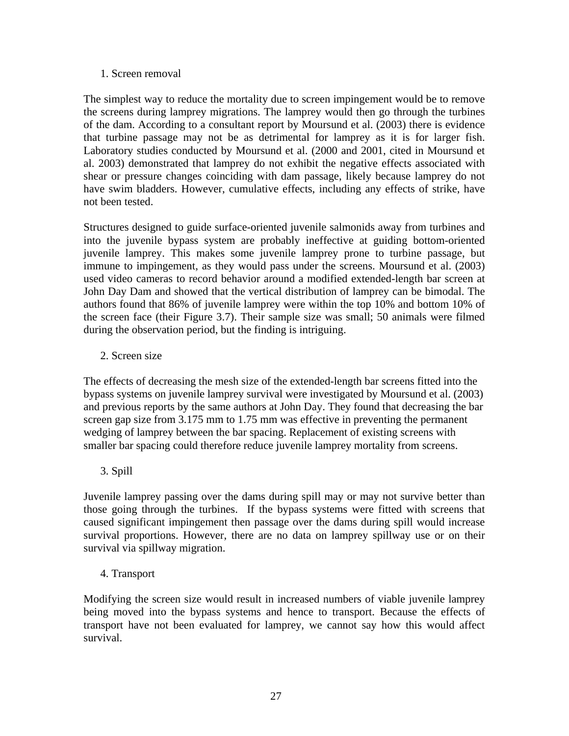1. Screen removal

The simplest way to reduce the mortality due to screen impingement would be to remove the screens during lamprey migrations. The lamprey would then go through the turbines of the dam. According to a consultant report by Moursund et al. (2003) there is evidence that turbine passage may not be as detrimental for lamprey as it is for larger fish. Laboratory studies conducted by Moursund et al. (2000 and 2001, cited in Moursund et al. 2003) demonstrated that lamprey do not exhibit the negative effects associated with shear or pressure changes coinciding with dam passage, likely because lamprey do not have swim bladders. However, cumulative effects, including any effects of strike, have not been tested.

Structures designed to guide surface-oriented juvenile salmonids away from turbines and into the juvenile bypass system are probably ineffective at guiding bottom-oriented juvenile lamprey. This makes some juvenile lamprey prone to turbine passage, but immune to impingement, as they would pass under the screens. Moursund et al. (2003) used video cameras to record behavior around a modified extended-length bar screen at John Day Dam and showed that the vertical distribution of lamprey can be bimodal. The authors found that 86% of juvenile lamprey were within the top 10% and bottom 10% of the screen face (their Figure 3.7). Their sample size was small; 50 animals were filmed during the observation period, but the finding is intriguing.

2. Screen size

The effects of decreasing the mesh size of the extended-length bar screens fitted into the bypass systems on juvenile lamprey survival were investigated by Moursund et al. (2003) and previous reports by the same authors at John Day. They found that decreasing the bar screen gap size from 3.175 mm to 1.75 mm was effective in preventing the permanent wedging of lamprey between the bar spacing. Replacement of existing screens with smaller bar spacing could therefore reduce juvenile lamprey mortality from screens.

3. Spill

Juvenile lamprey passing over the dams during spill may or may not survive better than those going through the turbines. If the bypass systems were fitted with screens that caused significant impingement then passage over the dams during spill would increase survival proportions. However, there are no data on lamprey spillway use or on their survival via spillway migration.

4. Transport

Modifying the screen size would result in increased numbers of viable juvenile lamprey being moved into the bypass systems and hence to transport. Because the effects of transport have not been evaluated for lamprey, we cannot say how this would affect survival.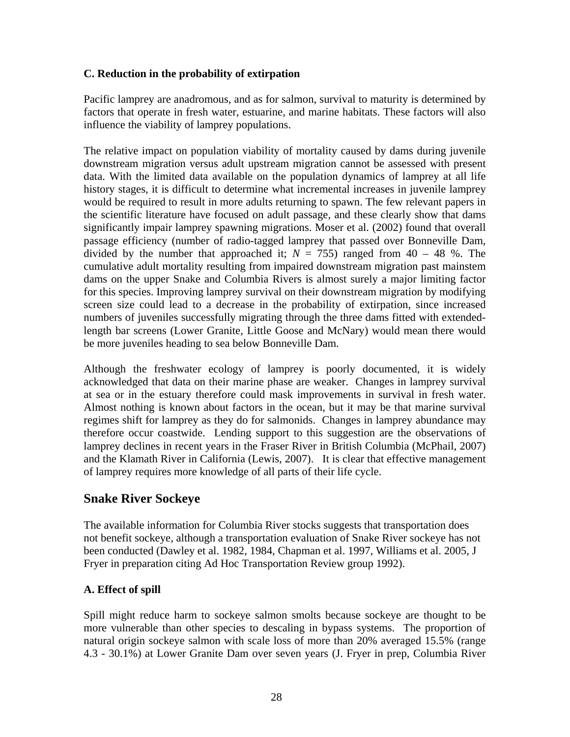### C. Reduction in the probability of extirpation

Pacific lamprey are anadromous, and as for salmon, survival to maturity is determined by factors that operate in fresh water, estuarine, and marine habitats. These factors will also influence the viability of lamprey populations.

The relative impact on population viability of mortality caused by dams during juvenile downstream migration versus adult upstream migration cannot be assessed with present data. With the limited data available on the population dynamics of lamprey at all life history stages, it is difficult to determine what incremental increases in juvenile lamprey would be required to result in more adults returning to spawn. The few relevant papers in the scientific literature have focused on adult passage, and these clearly show that dams significantly impair lamprey spawning migrations. Moser et al. (2002) found that overall passage efficiency (number of radio-tagged lamprey that passed over Bonneville Dam, divided by the number that approached it; $N$ = 755) ranged from 40 – 48 %. The cumulative adult mortality resulting from impaired downstream migration past mainstem dams on the upper Snake and Columbia Rivers is almost surely a major limiting factor for this species. Improving lamprey survival on their downstream migration by modifying screen size could lead to a decrease in the probability of extirpation, since increased numbers of juveniles successfully migrating through the three dams fitted with extended-length bar screens (Lower Granite, Little Goose and McNary) would mean there would be more juveniles heading to sea below Bonneville Dam.

Although the freshwater ecology of lamprey is poorly documented, it is widely acknowledged that data on their marine phase are weaker. Changes in lamprey survival at sea or in the estuary therefore could mask improvements in survival in fresh water. Almost nothing is known about factors in the ocean, but it may be that marine survival regimes shift for lamprey as they do for salmonids. Changes in lamprey abundance may therefore occur coastwide. Lending support to this suggestion are the observations of lamprey declines in recent years in the Fraser River in British Columbia (McPhail, 2007) and the Klamath River in California (Lewis, 2007). It is clear that effective management of lamprey requires more knowledge of all parts of their life cycle.

## Snake River Sockeye

The available information for Columbia River stocks suggests that transportation does not benefit sockeye, although a transportation evaluation of Snake River sockeye has not been conducted (Dawley et al. 1982, 1984, Chapman et al. 1997, Williams et al. 2005, J Fryer in preparation citing Ad Hoc Transportation Review group 1992).

### A. Effect of spill

Spill might reduce harm to sockeye salmon smolts because sockeye are thought to be more vulnerable than other species to descaling in bypass systems. The proportion of natural origin sockeye salmon with scale loss of more than 20% averaged 15.5% (range 4.3 - 30.1%) at Lower Granite Dam over seven years (J. Fryer in prep, Columbia River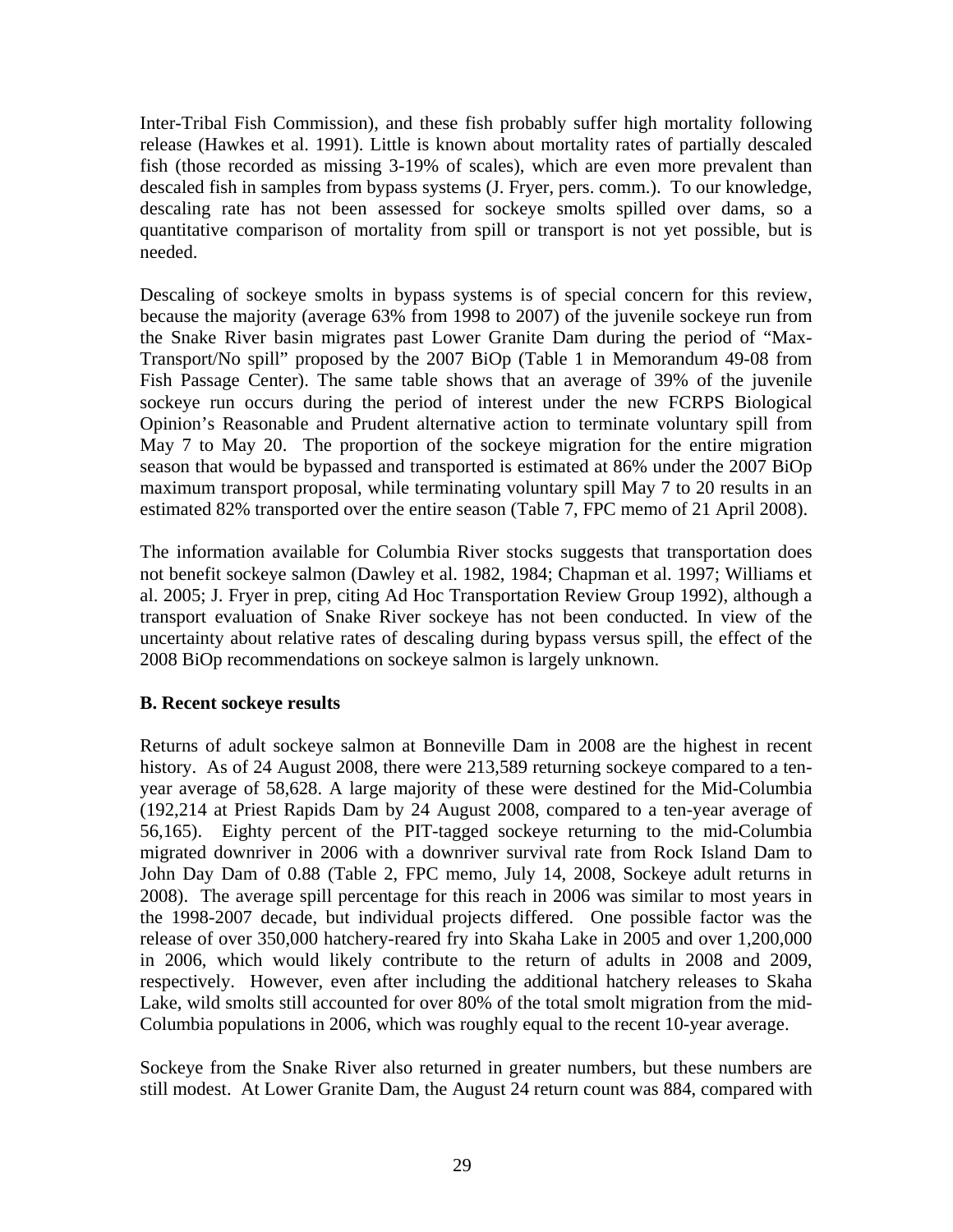Inter-Tribal Fish Commission), and these fish probably suffer high mortality following release (Hawkes et al. 1991). Little is known about mortality rates of partially descaled fish (those recorded as missing 3-19% of scales), which are even more prevalent than descaled fish in samples from bypass systems (J. Fryer, pers. comm.). To our knowledge, descaling rate has not been assessed for sockeye smolts spilled over dams, so a quantitative comparison of mortality from spill or transport is not yet possible, but is needed.

Descaling of sockeye smolts in bypass systems is of special concern for this review, because the majority (average 63% from 1998 to 2007) of the juvenile sockeye run from the Snake River basin migrates past Lower Granite Dam during the period of "Max-Transport/No spill" proposed by the 2007 BiOp (Table 1 in Memorandum 49-08 from Fish Passage Center). The same table shows that an average of 39% of the juvenile sockeye run occurs during the period of interest under the new FCRPS Biological Opinion's Reasonable and Prudent alternative action to terminate voluntary spill from May 7 to May 20. The proportion of the sockeye migration for the entire migration season that would be bypassed and transported is estimated at 86% under the 2007 BiOp maximum transport proposal, while terminating voluntary spill May 7 to 20 results in an estimated 82% transported over the entire season (Table 7, FPC memo of 21 April 2008).

The information available for Columbia River stocks suggests that transportation does not benefit sockeye salmon (Dawley et al. 1982, 1984; Chapman et al. 1997; Williams et al. 2005; J. Fryer in prep, citing Ad Hoc Transportation Review Group 1992), although a transport evaluation of Snake River sockeye has not been conducted. In view of the uncertainty about relative rates of descaling during bypass versus spill, the effect of the 2008 BiOp recommendations on sockeye salmon is largely unknown.

**B. Recent sockeye results**

Returns of adult sockeye salmon at Bonneville Dam in 2008 are the highest in recent history. As of 24 August 2008, there were 213,589 returning sockeye compared to a ten-year average of 58,628. A large majority of these were destined for the Mid-Columbia (192,214 at Priest Rapids Dam by 24 August 2008, compared to a ten-year average of 56,165). Eighty percent of the PIT-tagged sockeye returning to the mid-Columbia migrated downriver in 2006 with a downriver survival rate from Rock Island Dam to John Day Dam of 0.88 (Table 2, FPC memo, July 14, 2008, Sockeye adult returns in 2008). The average spill percentage for this reach in 2006 was similar to most years in the 1998-2007 decade, but individual projects differed. One possible factor was the release of over 350,000 hatchery-reared fry into Skaha Lake in 2005 and over 1,200,000 in 2006, which would likely contribute to the return of adults in 2008 and 2009, respectively. However, even after including the additional hatchery releases to Skaha Lake, wild smolts still accounted for over 80% of the total smolt migration from the mid-Columbia populations in 2006, which was roughly equal to the recent 10-year average.

Sockeye from the Snake River also returned in greater numbers, but these numbers are still modest. At Lower Granite Dam, the August 24 return count was 884, compared with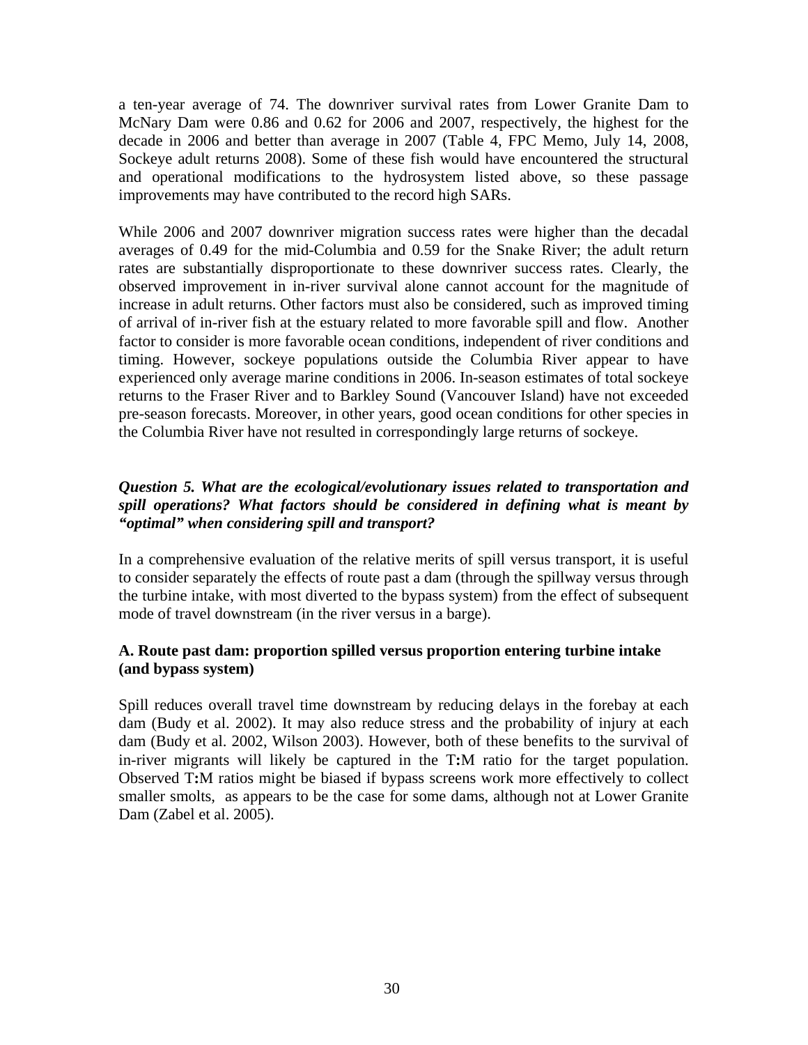a ten-year average of 74. The downriver survival rates from Lower Granite Dam to McNary Dam were 0.86 and 0.62 for 2006 and 2007, respectively, the highest for the decade in 2006 and better than average in 2007 (Table 4, FPC Memo, July 14, 2008, Sockeye adult returns 2008). Some of these fish would have encountered the structural and operational modifications to the hydrosystem listed above, so these passage improvements may have contributed to the record high SARs.

While 2006 and 2007 downriver migration success rates were higher than the decadal averages of 0.49 for the mid-Columbia and 0.59 for the Snake River; the adult return rates are substantially disproportionate to these downriver success rates. Clearly, the observed improvement in in-river survival alone cannot account for the magnitude of increase in adult returns. Other factors must also be considered, such as improved timing of arrival of in-river fish at the estuary related to more favorable spill and flow. Another factor to consider is more favorable ocean conditions, independent of river conditions and timing. However, sockeye populations outside the Columbia River appear to have experienced only average marine conditions in 2006. In-season estimates of total sockeye returns to the Fraser River and to Barkley Sound (Vancouver Island) have not exceeded pre-season forecasts. Moreover, in other years, good ocean conditions for other species in the Columbia River have not resulted in correspondingly large returns of sockeye.

***Question 5. What are the ecological/evolutionary issues related to transportation and spill operations? What factors should be considered in defining what is meant by "optimal" when considering spill and transport?***

In a comprehensive evaluation of the relative merits of spill versus transport, it is useful to consider separately the effects of route past a dam (through the spillway versus through the turbine intake, with most diverted to the bypass system) from the effect of subsequent mode of travel downstream (in the river versus in a barge).

**A. Route past dam: proportion spilled versus proportion entering turbine intake (and bypass system)**

Spill reduces overall travel time downstream by reducing delays in the forebay at each dam (Budy et al. 2002). It may also reduce stress and the probability of injury at each dam (Budy et al. 2002, Wilson 2003). However, both of these benefits to the survival of in-river migrants will likely be captured in the T**:**M ratio for the target population. Observed T**:**M ratios might be biased if bypass screens work more effectively to collect smaller smolts, as appears to be the case for some dams, although not at Lower Granite Dam (Zabel et al. 2005).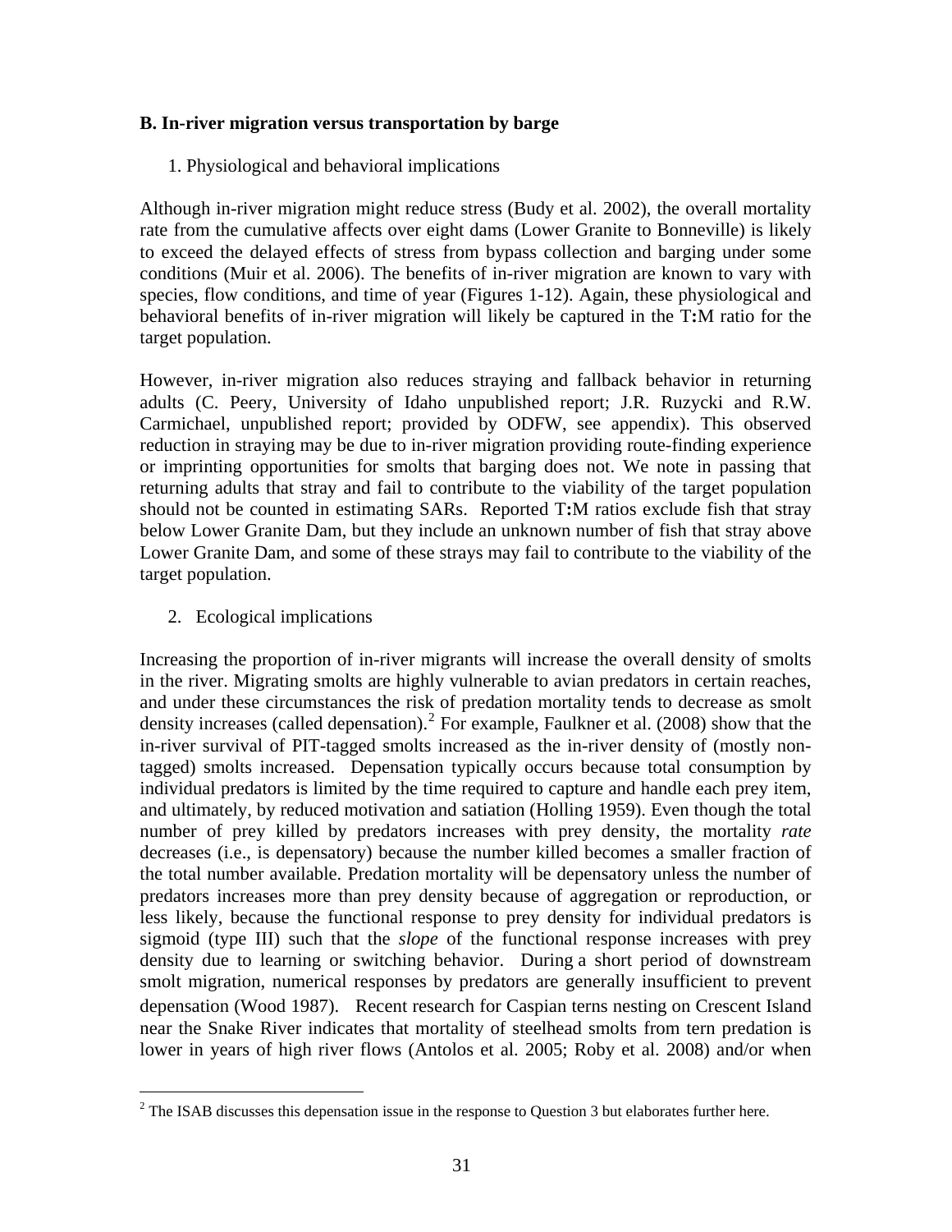### B. In-river migration versus transportation by barge

1. Physiological and behavioral implications

Although in-river migration might reduce stress (Budy et al. 2002), the overall mortality rate from the cumulative affects over eight dams (Lower Granite to Bonneville) is likely to exceed the delayed effects of stress from bypass collection and barging under some conditions (Muir et al. 2006). The benefits of in-river migration are known to vary with species, flow conditions, and time of year (Figures 1-12). Again, these physiological and behavioral benefits of in-river migration will likely be captured in the T**:**M ratio for the target population.

However, in-river migration also reduces straying and fallback behavior in returning adults (C. Peery, University of Idaho unpublished report; J.R. Ruzycki and R.W. Carmichael, unpublished report; provided by ODFW, see appendix). This observed reduction in straying may be due to in-river migration providing route-finding experience or imprinting opportunities for smolts that barging does not. We note in passing that returning adults that stray and fail to contribute to the viability of the target population should not be counted in estimating SARs. Reported T**:**M ratios exclude fish that stray below Lower Granite Dam, but they include an unknown number of fish that stray above Lower Granite Dam, and some of these strays may fail to contribute to the viability of the target population.

2. Ecological implications

Increasing the proportion of in-river migrants will increase the overall density of smolts in the river. Migrating smolts are highly vulnerable to avian predators in certain reaches, and under these circumstances the risk of predation mortality tends to decrease as smolt density increases (called depensation).[2] For example, Faulkner et al. (2008) show that the in-river survival of PIT-tagged smolts increased as the in-river density of (mostly non-tagged) smolts increased. Depensation typically occurs because total consumption by individual predators is limited by the time required to capture and handle each prey item, and ultimately, by reduced motivation and satiation (Holling 1959). Even though the total number of prey killed by predators increases with prey density, the mortality *rate* decreases (i.e., is depensatory) because the number killed becomes a smaller fraction of the total number available. Predation mortality will be depensatory unless the number of predators increases more than prey density because of aggregation or reproduction, or less likely, because the functional response to prey density for individual predators is sigmoid (type III) such that the *slope* of the functional response increases with prey density due to learning or switching behavior. During a short period of downstream smolt migration, numerical responses by predators are generally insufficient to prevent depensation (Wood 1987). Recent research for Caspian terns nesting on Crescent Island near the Snake River indicates that mortality of steelhead smolts from tern predation is lower in years of high river flows (Antolos et al. 2005; Roby et al. 2008) and/or when

[2] The ISAB discusses this depensation issue in the response to Question 3 but elaborates further here.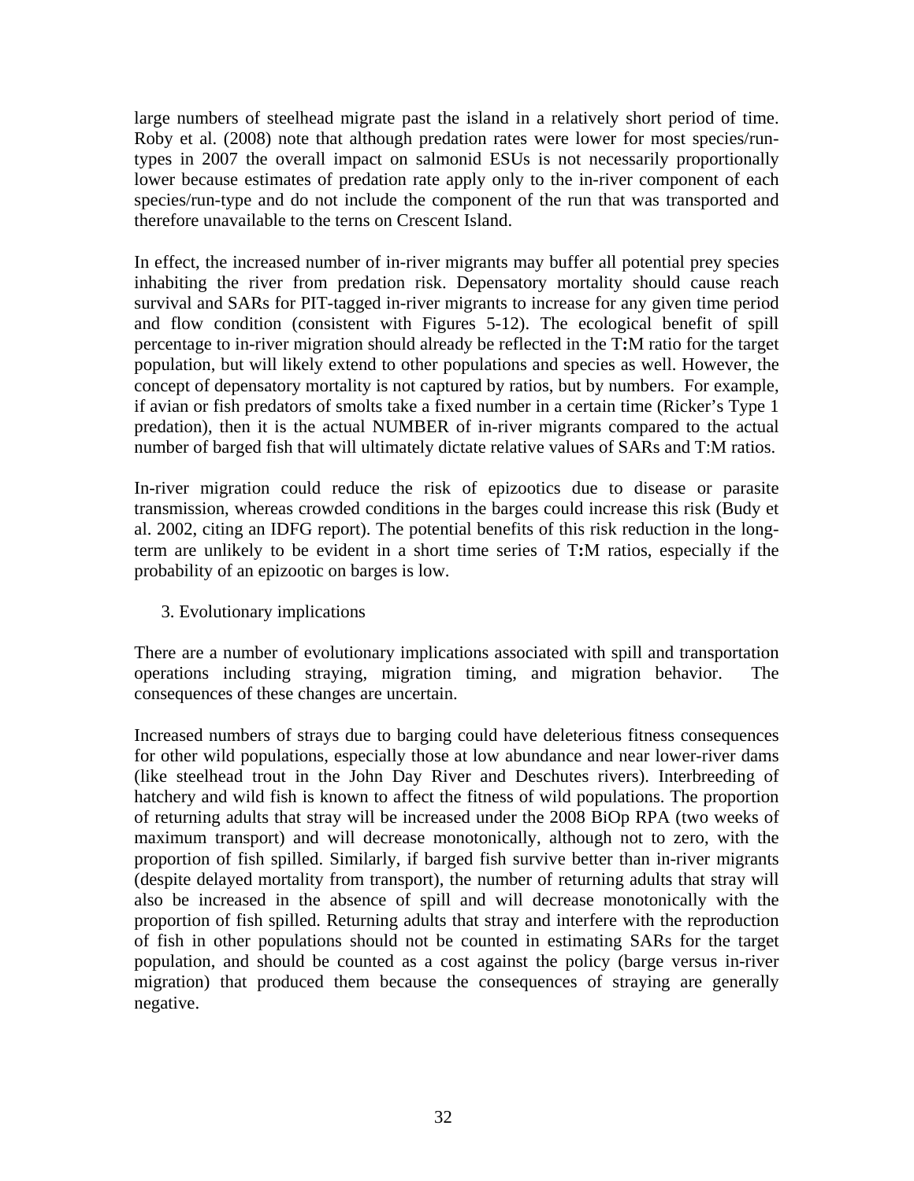large numbers of steelhead migrate past the island in a relatively short period of time. Roby et al. (2008) note that although predation rates were lower for most species/run-types in 2007 the overall impact on salmonid ESUs is not necessarily proportionally lower because estimates of predation rate apply only to the in-river component of each species/run-type and do not include the component of the run that was transported and therefore unavailable to the terns on Crescent Island.

In effect, the increased number of in-river migrants may buffer all potential prey species inhabiting the river from predation risk. Depensatory mortality should cause reach survival and SARs for PIT-tagged in-river migrants to increase for any given time period and flow condition (consistent with Figures 5-12). The ecological benefit of spill percentage to in-river migration should already be reflected in the T**:**M ratio for the target population, but will likely extend to other populations and species as well. However, the concept of depensatory mortality is not captured by ratios, but by numbers. For example, if avian or fish predators of smolts take a fixed number in a certain time (Ricker's Type 1 predation), then it is the actual NUMBER of in-river migrants compared to the actual number of barged fish that will ultimately dictate relative values of SARs and T:M ratios.

In-river migration could reduce the risk of epizootics due to disease or parasite transmission, whereas crowded conditions in the barges could increase this risk (Budy et al. 2002, citing an IDFG report). The potential benefits of this risk reduction in the long-term are unlikely to be evident in a short time series of T**:**M ratios, especially if the probability of an epizootic on barges is low.

3. Evolutionary implications

There are a number of evolutionary implications associated with spill and transportation operations including straying, migration timing, and migration behavior. The consequences of these changes are uncertain.

Increased numbers of strays due to barging could have deleterious fitness consequences for other wild populations, especially those at low abundance and near lower-river dams (like steelhead trout in the John Day River and Deschutes rivers). Interbreeding of hatchery and wild fish is known to affect the fitness of wild populations. The proportion of returning adults that stray will be increased under the 2008 BiOp RPA (two weeks of maximum transport) and will decrease monotonically, although not to zero, with the proportion of fish spilled. Similarly, if barged fish survive better than in-river migrants (despite delayed mortality from transport), the number of returning adults that stray will also be increased in the absence of spill and will decrease monotonically with the proportion of fish spilled. Returning adults that stray and interfere with the reproduction of fish in other populations should not be counted in estimating SARs for the target population, and should be counted as a cost against the policy (barge versus in-river migration) that produced them because the consequences of straying are generally negative.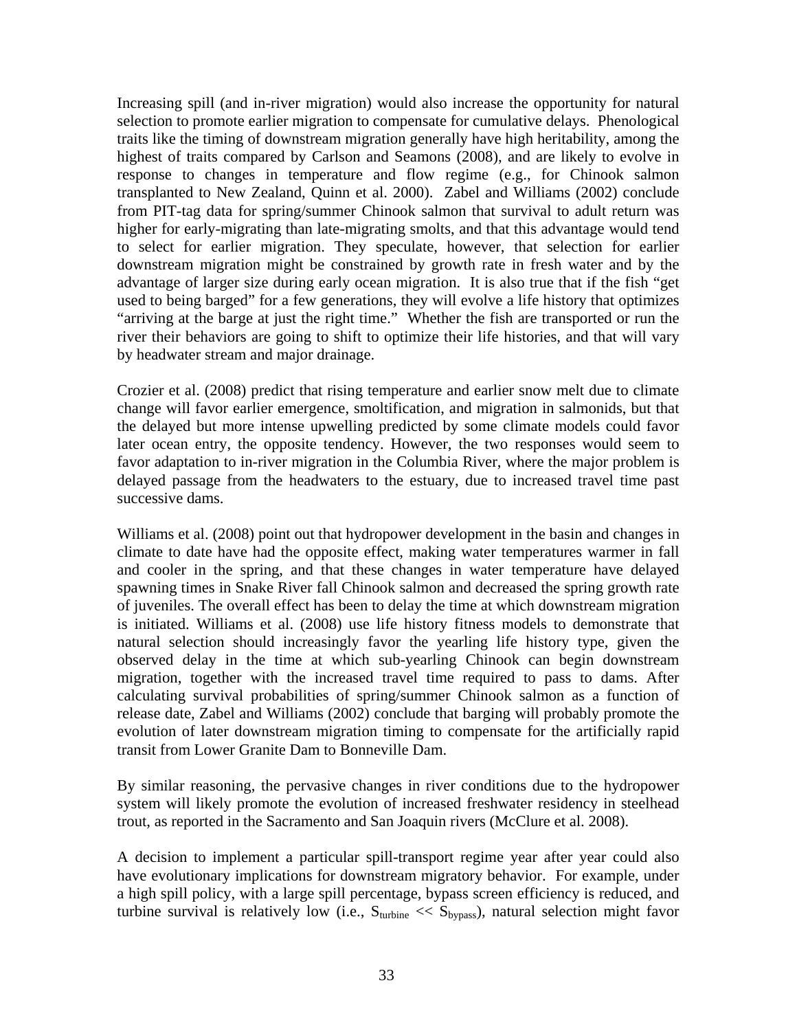Increasing spill (and in-river migration) would also increase the opportunity for natural selection to promote earlier migration to compensate for cumulative delays. Phenological traits like the timing of downstream migration generally have high heritability, among the highest of traits compared by Carlson and Seamons (2008), and are likely to evolve in response to changes in temperature and flow regime (e.g., for Chinook salmon transplanted to New Zealand, Quinn et al. 2000). Zabel and Williams (2002) conclude from PIT-tag data for spring/summer Chinook salmon that survival to adult return was higher for early-migrating than late-migrating smolts, and that this advantage would tend to select for earlier migration. They speculate, however, that selection for earlier downstream migration might be constrained by growth rate in fresh water and by the advantage of larger size during early ocean migration. It is also true that if the fish "get used to being barged" for a few generations, they will evolve a life history that optimizes "arriving at the barge at just the right time." Whether the fish are transported or run the river their behaviors are going to shift to optimize their life histories, and that will vary by headwater stream and major drainage.

Crozier et al. (2008) predict that rising temperature and earlier snow melt due to climate change will favor earlier emergence, smoltification, and migration in salmonids, but that the delayed but more intense upwelling predicted by some climate models could favor later ocean entry, the opposite tendency. However, the two responses would seem to favor adaptation to in-river migration in the Columbia River, where the major problem is delayed passage from the headwaters to the estuary, due to increased travel time past successive dams.

Williams et al. (2008) point out that hydropower development in the basin and changes in climate to date have had the opposite effect, making water temperatures warmer in fall and cooler in the spring, and that these changes in water temperature have delayed spawning times in Snake River fall Chinook salmon and decreased the spring growth rate of juveniles. The overall effect has been to delay the time at which downstream migration is initiated. Williams et al. (2008) use life history fitness models to demonstrate that natural selection should increasingly favor the yearling life history type, given the observed delay in the time at which sub-yearling Chinook can begin downstream migration, together with the increased travel time required to pass to dams. After calculating survival probabilities of spring/summer Chinook salmon as a function of release date, Zabel and Williams (2002) conclude that barging will probably promote the evolution of later downstream migration timing to compensate for the artificially rapid transit from Lower Granite Dam to Bonneville Dam.

By similar reasoning, the pervasive changes in river conditions due to the hydropower system will likely promote the evolution of increased freshwater residency in steelhead trout, as reported in the Sacramento and San Joaquin rivers (McClure et al. 2008).

A decision to implement a particular spill-transport regime year after year could also have evolutionary implications for downstream migratory behavior. For example, under a high spill policy, with a large spill percentage, bypass screen efficiency is reduced, and turbine survival is relatively low (i.e., $S_{turbine} << S_{bypass}$), natural selection might favor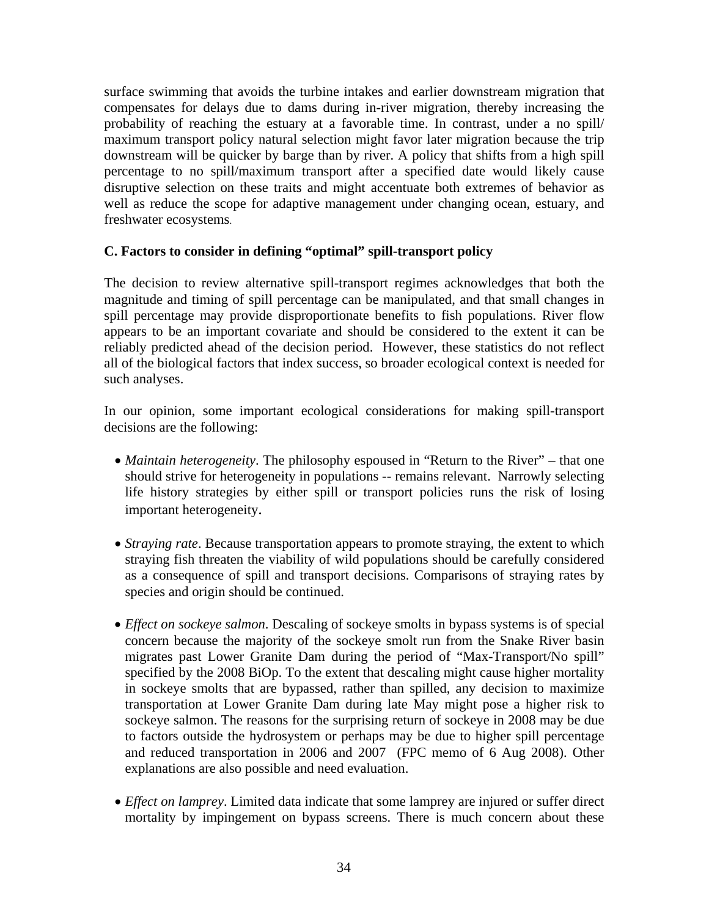surface swimming that avoids the turbine intakes and earlier downstream migration that compensates for delays due to dams during in-river migration, thereby increasing the probability of reaching the estuary at a favorable time. In contrast, under a no spill/ maximum transport policy natural selection might favor later migration because the trip downstream will be quicker by barge than by river. A policy that shifts from a high spill percentage to no spill/maximum transport after a specified date would likely cause disruptive selection on these traits and might accentuate both extremes of behavior as well as reduce the scope for adaptive management under changing ocean, estuary, and freshwater ecosystems.

### C. Factors to consider in defining "optimal" spill-transport policy

The decision to review alternative spill-transport regimes acknowledges that both the magnitude and timing of spill percentage can be manipulated, and that small changes in spill percentage may provide disproportionate benefits to fish populations. River flow appears to be an important covariate and should be considered to the extent it can be reliably predicted ahead of the decision period. However, these statistics do not reflect all of the biological factors that index success, so broader ecological context is needed for such analyses.

In our opinion, some important ecological considerations for making spill-transport decisions are the following:

- *Maintain heterogeneity*. The philosophy espoused in "Return to the River" – that one should strive for heterogeneity in populations -- remains relevant. Narrowly selecting life history strategies by either spill or transport policies runs the risk of losing important heterogeneity.

- *Straying rate*. Because transportation appears to promote straying, the extent to which straying fish threaten the viability of wild populations should be carefully considered as a consequence of spill and transport decisions. Comparisons of straying rates by species and origin should be continued.

- *Effect on sockeye salmon*. Descaling of sockeye smolts in bypass systems is of special concern because the majority of the sockeye smolt run from the Snake River basin migrates past Lower Granite Dam during the period of "Max-Transport/No spill" specified by the 2008 BiOp. To the extent that descaling might cause higher mortality in sockeye smolts that are bypassed, rather than spilled, any decision to maximize transportation at Lower Granite Dam during late May might pose a higher risk to sockeye salmon. The reasons for the surprising return of sockeye in 2008 may be due to factors outside the hydrosystem or perhaps may be due to higher spill percentage and reduced transportation in 2006 and 2007 (FPC memo of 6 Aug 2008). Other explanations are also possible and need evaluation.

- *Effect on lamprey*. Limited data indicate that some lamprey are injured or suffer direct mortality by impingement on bypass screens. There is much concern about these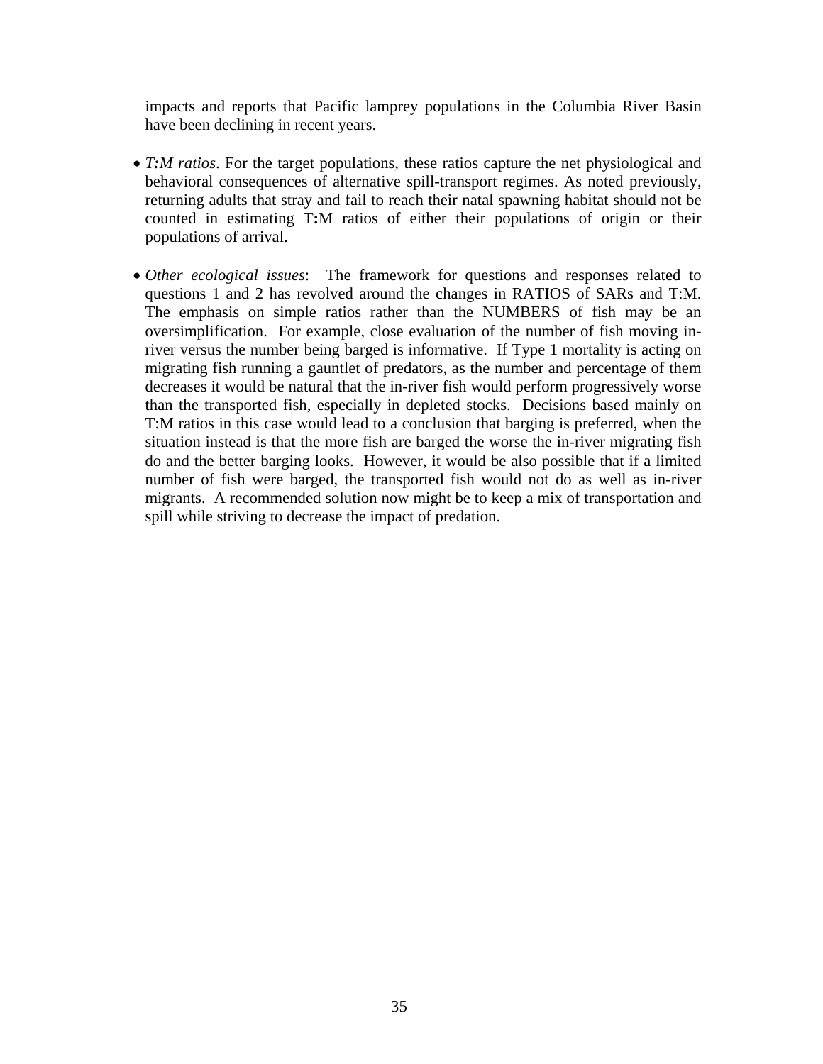impacts and reports that Pacific lamprey populations in the Columbia River Basin have been declining in recent years.

- *T:M ratios*. For the target populations, these ratios capture the net physiological and behavioral consequences of alternative spill-transport regimes. As noted previously, returning adults that stray and fail to reach their natal spawning habitat should not be counted in estimating T:M ratios of either their populations of origin or their populations of arrival.

- *Other ecological issues*: The framework for questions and responses related to questions 1 and 2 has revolved around the changes in RATIOS of SARs and T:M. The emphasis on simple ratios rather than the NUMBERS of fish may be an oversimplification. For example, close evaluation of the number of fish moving in-river versus the number being barged is informative. If Type 1 mortality is acting on migrating fish running a gauntlet of predators, as the number and percentage of them decreases it would be natural that the in-river fish would perform progressively worse than the transported fish, especially in depleted stocks. Decisions based mainly on T:M ratios in this case would lead to a conclusion that barging is preferred, when the situation instead is that the more fish are barged the worse the in-river migrating fish do and the better barging looks. However, it would be also possible that if a limited number of fish were barged, the transported fish would not do as well as in-river migrants. A recommended solution now might be to keep a mix of transportation and spill while striving to decrease the impact of predation.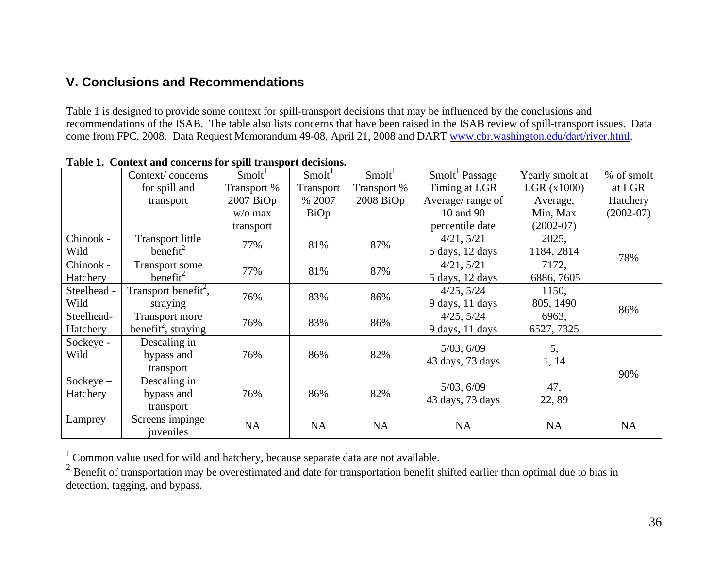## V. Conclusions and Recommendations

Table 1 is designed to provide some context for spill-transport decisions that may be influenced by the conclusions and recommendations of the ISAB. The table also lists concerns that have been raised in the ISAB review of spill-transport issues. Data come from FPC. 2008. Data Request Memorandum 49-08, April 21, 2008 and DART www.cbr.washington.edu/dart/river.html.

**Table 1. Context and concerns for spill transport decisions.**

| | Context/ concerns for spill and transport | Smolt[1] Transport % 2007 BiOp w/o max transport | Smolt[1] Transport % 2007 BiOp | Smolt[1] Transport % 2008 BiOp | Smolt[1] Passage Timing at LGR Average/ range of 10 and 90 percentile date | Yearly smolt at LGR (x1000) Average, Min, Max (2002-07) | % of smolt at LGR Hatchery (2002-07) |
|---|---|---|---|---|---|---|---|
| Chinook - Wild | Transport little benefit[2] | 77% | 81% | 87% | 4/21, 5/21 5 days, 12 days | 2025, 1184, 2814 | 78% |
| Chinook - Hatchery | Transport some benefit[2] | 77% | 81% | 87% | 4/21, 5/21 5 days, 12 days | 7172, 6886, 7605 | |
| Steelhead - Wild | Transport benefit[2], straying | 76% | 83% | 86% | 4/25, 5/24 9 days, 11 days | 1150, 805, 1490 | 86% |
| Steelhead-Hatchery | Transport more benefit[2], straying | 76% | 83% | 86% | 4/25, 5/24 9 days, 11 days | 6963, 6527, 7325 | |
| Sockeye - Wild | Descaling in bypass and transport | 76% | 86% | 82% | 5/03, 6/09 43 days, 73 days | 5, 1, 14 | 90% |
| Sockeye – Hatchery | Descaling in bypass and transport | 76% | 86% | 82% | 5/03, 6/09 43 days, 73 days | 47, 22, 89 | |
| Lamprey | Screens impinge juveniles | NA | NA | NA | NA | NA | NA |

[1] Common value used for wild and hatchery, because separate data are not available.

[2] Benefit of transportation may be overestimated and date for transportation benefit shifted earlier than optimal due to bias in detection, tagging, and bypass.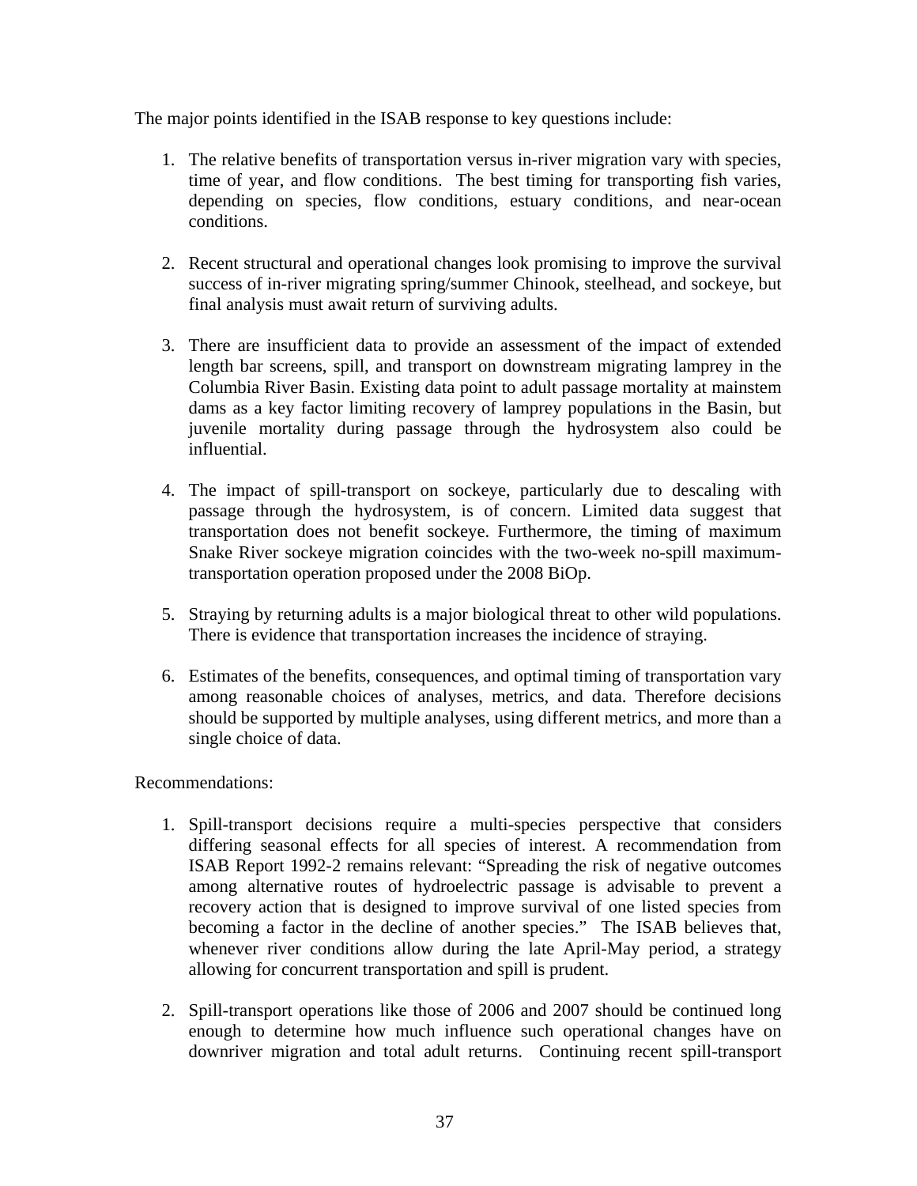The major points identified in the ISAB response to key questions include:

1. The relative benefits of transportation versus in-river migration vary with species, time of year, and flow conditions. The best timing for transporting fish varies, depending on species, flow conditions, estuary conditions, and near-ocean conditions.

2. Recent structural and operational changes look promising to improve the survival success of in-river migrating spring/summer Chinook, steelhead, and sockeye, but final analysis must await return of surviving adults.

3. There are insufficient data to provide an assessment of the impact of extended length bar screens, spill, and transport on downstream migrating lamprey in the Columbia River Basin. Existing data point to adult passage mortality at mainstem dams as a key factor limiting recovery of lamprey populations in the Basin, but juvenile mortality during passage through the hydrosystem also could be influential.

4. The impact of spill-transport on sockeye, particularly due to descaling with passage through the hydrosystem, is of concern. Limited data suggest that transportation does not benefit sockeye. Furthermore, the timing of maximum Snake River sockeye migration coincides with the two-week no-spill maximum-transportation operation proposed under the 2008 BiOp.

5. Straying by returning adults is a major biological threat to other wild populations. There is evidence that transportation increases the incidence of straying.

6. Estimates of the benefits, consequences, and optimal timing of transportation vary among reasonable choices of analyses, metrics, and data. Therefore decisions should be supported by multiple analyses, using different metrics, and more than a single choice of data.

Recommendations:

1. Spill-transport decisions require a multi-species perspective that considers differing seasonal effects for all species of interest. A recommendation from ISAB Report 1992-2 remains relevant: "Spreading the risk of negative outcomes among alternative routes of hydroelectric passage is advisable to prevent a recovery action that is designed to improve survival of one listed species from becoming a factor in the decline of another species." The ISAB believes that, whenever river conditions allow during the late April-May period, a strategy allowing for concurrent transportation and spill is prudent.

2. Spill-transport operations like those of 2006 and 2007 should be continued long enough to determine how much influence such operational changes have on downriver migration and total adult returns. Continuing recent spill-transport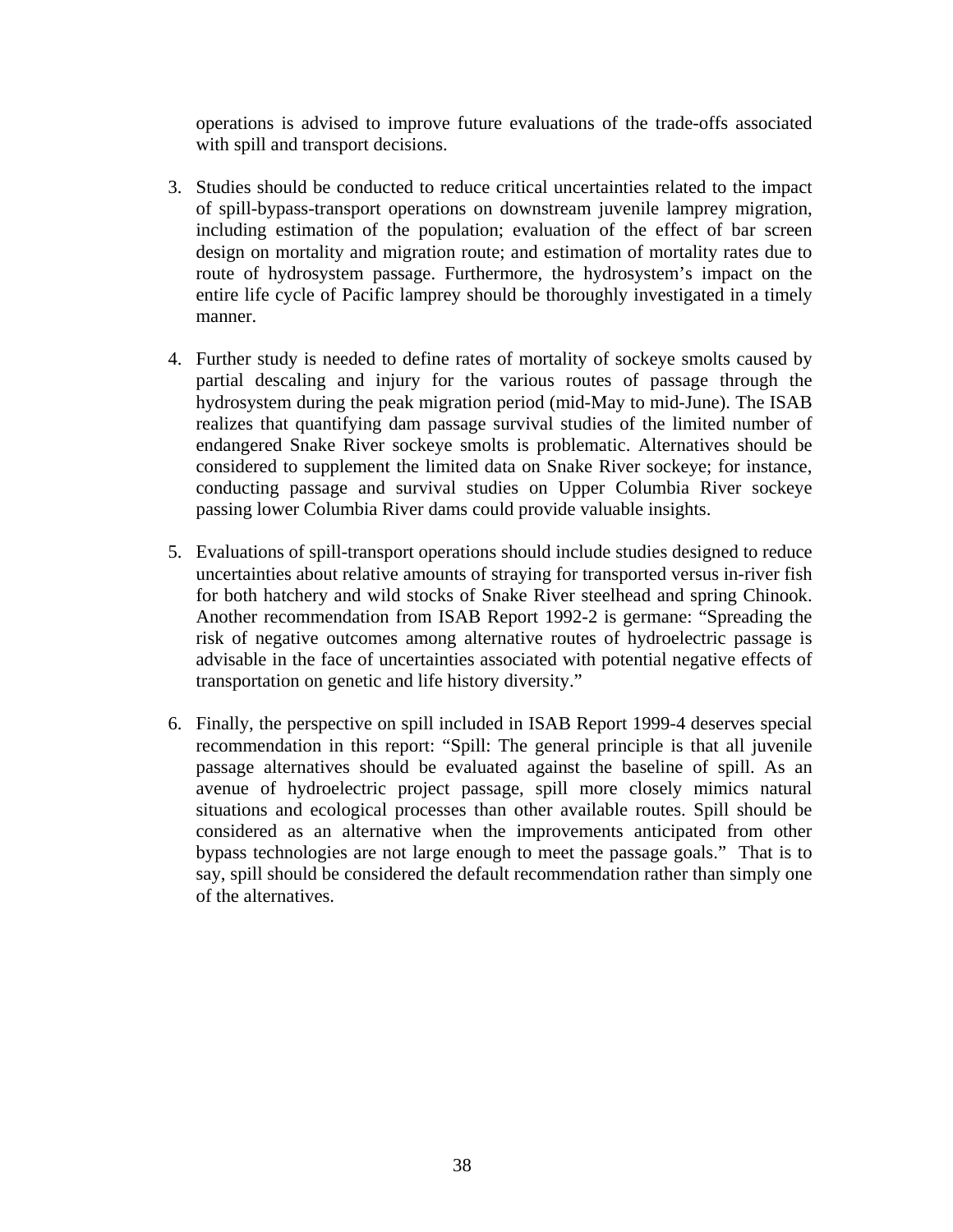operations is advised to improve future evaluations of the trade-offs associated with spill and transport decisions.

3. Studies should be conducted to reduce critical uncertainties related to the impact of spill-bypass-transport operations on downstream juvenile lamprey migration, including estimation of the population; evaluation of the effect of bar screen design on mortality and migration route; and estimation of mortality rates due to route of hydrosystem passage. Furthermore, the hydrosystem's impact on the entire life cycle of Pacific lamprey should be thoroughly investigated in a timely manner.

4. Further study is needed to define rates of mortality of sockeye smolts caused by partial descaling and injury for the various routes of passage through the hydrosystem during the peak migration period (mid-May to mid-June). The ISAB realizes that quantifying dam passage survival studies of the limited number of endangered Snake River sockeye smolts is problematic. Alternatives should be considered to supplement the limited data on Snake River sockeye; for instance, conducting passage and survival studies on Upper Columbia River sockeye passing lower Columbia River dams could provide valuable insights.

5. Evaluations of spill-transport operations should include studies designed to reduce uncertainties about relative amounts of straying for transported versus in-river fish for both hatchery and wild stocks of Snake River steelhead and spring Chinook. Another recommendation from ISAB Report 1992-2 is germane: "Spreading the risk of negative outcomes among alternative routes of hydroelectric passage is advisable in the face of uncertainties associated with potential negative effects of transportation on genetic and life history diversity."

6. Finally, the perspective on spill included in ISAB Report 1999-4 deserves special recommendation in this report: "Spill: The general principle is that all juvenile passage alternatives should be evaluated against the baseline of spill. As an avenue of hydroelectric project passage, spill more closely mimics natural situations and ecological processes than other available routes. Spill should be considered as an alternative when the improvements anticipated from other bypass technologies are not large enough to meet the passage goals." That is to say, spill should be considered the default recommendation rather than simply one of the alternatives.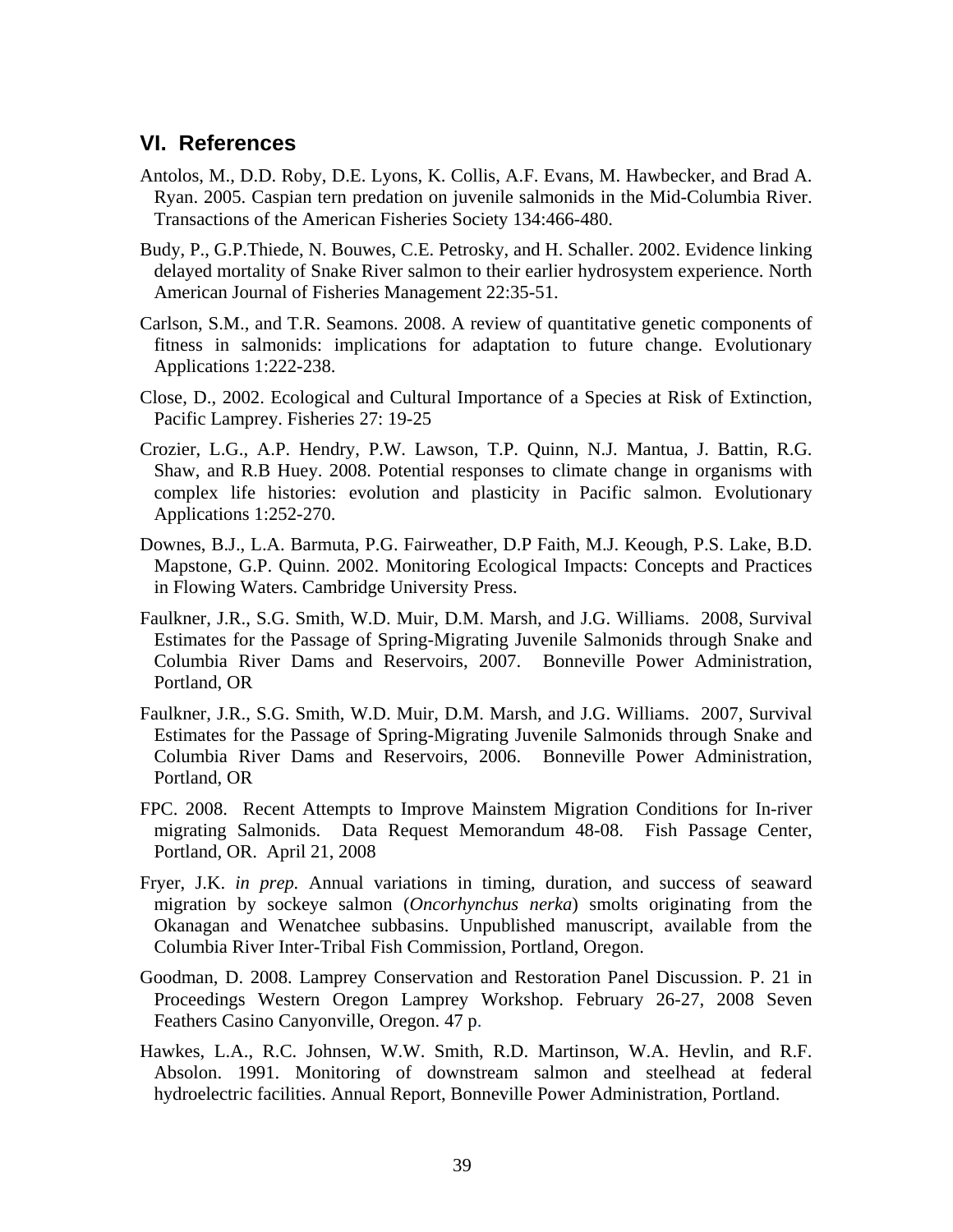## VI. References

Antolos, M., D.D. Roby, D.E. Lyons, K. Collis, A.F. Evans, M. Hawbecker, and Brad A. Ryan. 2005. Caspian tern predation on juvenile salmonids in the Mid-Columbia River. Transactions of the American Fisheries Society 134:466-480.

Budy, P., G.P.Thiede, N. Bouwes, C.E. Petrosky, and H. Schaller. 2002. Evidence linking delayed mortality of Snake River salmon to their earlier hydrosystem experience. North American Journal of Fisheries Management 22:35-51.

Carlson, S.M., and T.R. Seamons. 2008. A review of quantitative genetic components of fitness in salmonids: implications for adaptation to future change. Evolutionary Applications 1:222-238.

Close, D., 2002. Ecological and Cultural Importance of a Species at Risk of Extinction, Pacific Lamprey. Fisheries 27: 19-25

Crozier, L.G., A.P. Hendry, P.W. Lawson, T.P. Quinn, N.J. Mantua, J. Battin, R.G. Shaw, and R.B Huey. 2008. Potential responses to climate change in organisms with complex life histories: evolution and plasticity in Pacific salmon. Evolutionary Applications 1:252-270.

Downes, B.J., L.A. Barmuta, P.G. Fairweather, D.P Faith, M.J. Keough, P.S. Lake, B.D. Mapstone, G.P. Quinn. 2002. Monitoring Ecological Impacts: Concepts and Practices in Flowing Waters. Cambridge University Press.

Faulkner, J.R., S.G. Smith, W.D. Muir, D.M. Marsh, and J.G. Williams. 2008, Survival Estimates for the Passage of Spring-Migrating Juvenile Salmonids through Snake and Columbia River Dams and Reservoirs, 2007. Bonneville Power Administration, Portland, OR

Faulkner, J.R., S.G. Smith, W.D. Muir, D.M. Marsh, and J.G. Williams. 2007, Survival Estimates for the Passage of Spring-Migrating Juvenile Salmonids through Snake and Columbia River Dams and Reservoirs, 2006. Bonneville Power Administration, Portland, OR

FPC. 2008. Recent Attempts to Improve Mainstem Migration Conditions for In-river migrating Salmonids. Data Request Memorandum 48-08. Fish Passage Center, Portland, OR. April 21, 2008

Fryer, J.K. *in prep.* Annual variations in timing, duration, and success of seaward migration by sockeye salmon (*Oncorhynchus nerka*) smolts originating from the Okanagan and Wenatchee subbasins. Unpublished manuscript, available from the Columbia River Inter-Tribal Fish Commission, Portland, Oregon.

Goodman, D. 2008. Lamprey Conservation and Restoration Panel Discussion. P. 21 in Proceedings Western Oregon Lamprey Workshop. February 26-27, 2008 Seven Feathers Casino Canyonville, Oregon. 47 p.

Hawkes, L.A., R.C. Johnsen, W.W. Smith, R.D. Martinson, W.A. Hevlin, and R.F. Absolon. 1991. Monitoring of downstream salmon and steelhead at federal hydroelectric facilities. Annual Report, Bonneville Power Administration, Portland.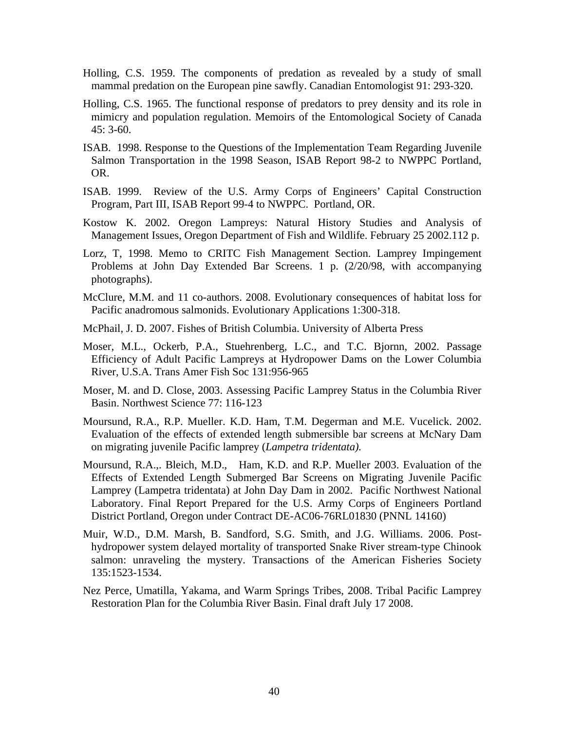Holling, C.S. 1959. The components of predation as revealed by a study of small mammal predation on the European pine sawfly. Canadian Entomologist 91: 293-320.

Holling, C.S. 1965. The functional response of predators to prey density and its role in mimicry and population regulation. Memoirs of the Entomological Society of Canada 45: 3-60.

ISAB. 1998. Response to the Questions of the Implementation Team Regarding Juvenile Salmon Transportation in the 1998 Season, ISAB Report 98-2 to NWPPC Portland, OR.

ISAB. 1999. Review of the U.S. Army Corps of Engineers' Capital Construction Program, Part III, ISAB Report 99-4 to NWPPC. Portland, OR.

Kostow K. 2002. Oregon Lampreys: Natural History Studies and Analysis of Management Issues, Oregon Department of Fish and Wildlife. February 25 2002.112 p.

Lorz, T, 1998. Memo to CRITC Fish Management Section. Lamprey Impingement Problems at John Day Extended Bar Screens. 1 p. (2/20/98, with accompanying photographs).

McClure, M.M. and 11 co-authors. 2008. Evolutionary consequences of habitat loss for Pacific anadromous salmonids. Evolutionary Applications 1:300-318.

McPhail, J. D. 2007. Fishes of British Columbia. University of Alberta Press

Moser, M.L., Ockerb, P.A., Stuehrenberg, L.C., and T.C. Bjornn, 2002. Passage Efficiency of Adult Pacific Lampreys at Hydropower Dams on the Lower Columbia River, U.S.A. Trans Amer Fish Soc 131:956-965

Moser, M. and D. Close, 2003. Assessing Pacific Lamprey Status in the Columbia River Basin. Northwest Science 77: 116-123

Moursund, R.A., R.P. Mueller. K.D. Ham, T.M. Degerman and M.E. Vucelick. 2002. Evaluation of the effects of extended length submersible bar screens at McNary Dam on migrating juvenile Pacific lamprey (*Lampetra tridentata).*

Moursund, R.A.,. Bleich, M.D., Ham, K.D. and R.P. Mueller 2003. Evaluation of the Effects of Extended Length Submerged Bar Screens on Migrating Juvenile Pacific Lamprey (Lampetra tridentata) at John Day Dam in 2002. Pacific Northwest National Laboratory. Final Report Prepared for the U.S. Army Corps of Engineers Portland District Portland, Oregon under Contract DE-AC06-76RL01830 (PNNL 14160)

Muir, W.D., D.M. Marsh, B. Sandford, S.G. Smith, and J.G. Williams. 2006. Post-hydropower system delayed mortality of transported Snake River stream-type Chinook salmon: unraveling the mystery. Transactions of the American Fisheries Society 135:1523-1534.

Nez Perce, Umatilla, Yakama, and Warm Springs Tribes, 2008. Tribal Pacific Lamprey Restoration Plan for the Columbia River Basin. Final draft July 17 2008.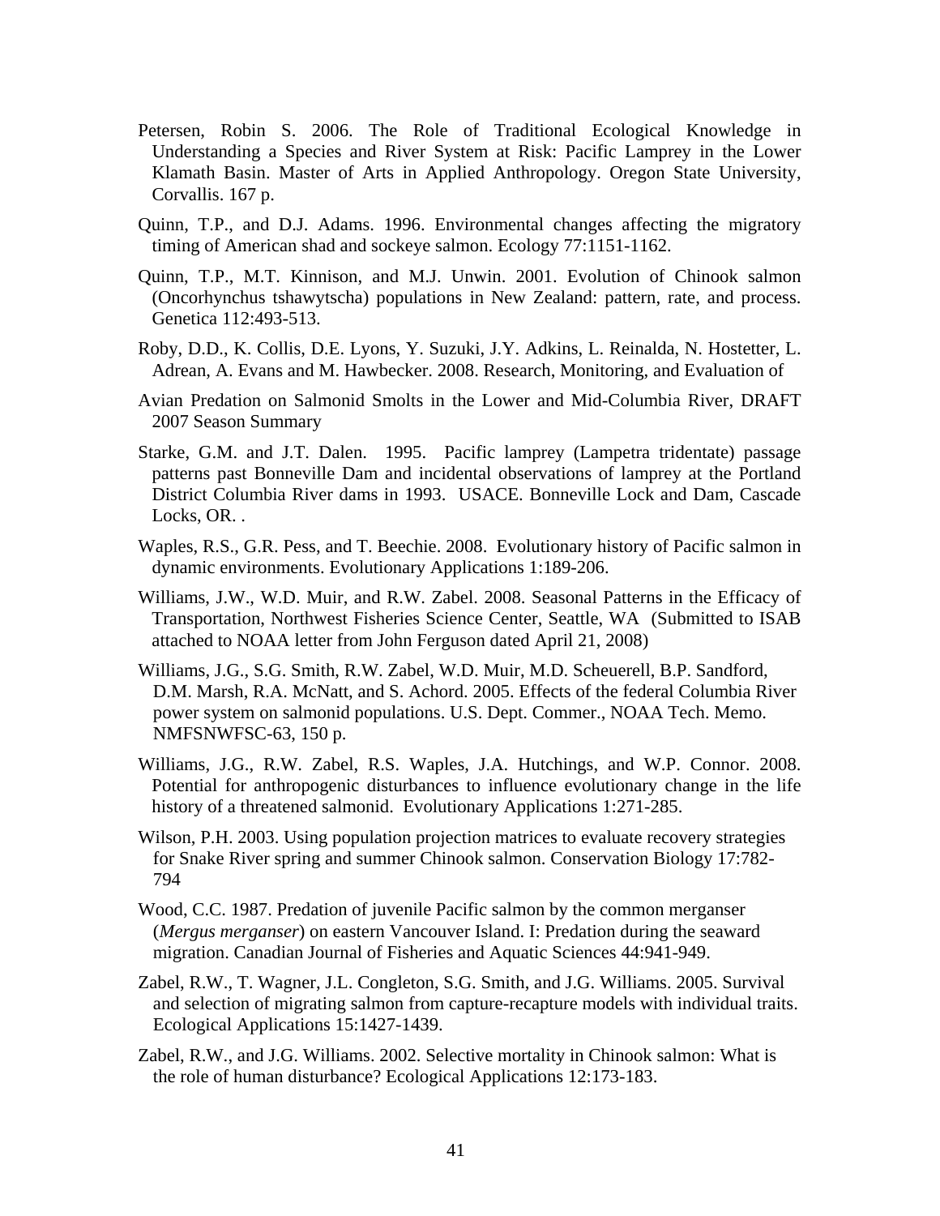Petersen, Robin S. 2006. The Role of Traditional Ecological Knowledge in Understanding a Species and River System at Risk: Pacific Lamprey in the Lower Klamath Basin. Master of Arts in Applied Anthropology. Oregon State University, Corvallis. 167 p.

Quinn, T.P., and D.J. Adams. 1996. Environmental changes affecting the migratory timing of American shad and sockeye salmon. Ecology 77:1151-1162.

Quinn, T.P., M.T. Kinnison, and M.J. Unwin. 2001. Evolution of Chinook salmon (Oncorhynchus tshawytscha) populations in New Zealand: pattern, rate, and process. Genetica 112:493-513.

Roby, D.D., K. Collis, D.E. Lyons, Y. Suzuki, J.Y. Adkins, L. Reinalda, N. Hostetter, L. Adrean, A. Evans and M. Hawbecker. 2008. Research, Monitoring, and Evaluation of

Avian Predation on Salmonid Smolts in the Lower and Mid-Columbia River, DRAFT 2007 Season Summary

Starke, G.M. and J.T. Dalen. 1995. Pacific lamprey (Lampetra tridentate) passage patterns past Bonneville Dam and incidental observations of lamprey at the Portland District Columbia River dams in 1993. USACE. Bonneville Lock and Dam, Cascade Locks, OR. .

Waples, R.S., G.R. Pess, and T. Beechie. 2008. Evolutionary history of Pacific salmon in dynamic environments. Evolutionary Applications 1:189-206.

Williams, J.W., W.D. Muir, and R.W. Zabel. 2008. Seasonal Patterns in the Efficacy of Transportation, Northwest Fisheries Science Center, Seattle, WA (Submitted to ISAB attached to NOAA letter from John Ferguson dated April 21, 2008)

Williams, J.G., S.G. Smith, R.W. Zabel, W.D. Muir, M.D. Scheuerell, B.P. Sandford, D.M. Marsh, R.A. McNatt, and S. Achord. 2005. Effects of the federal Columbia River power system on salmonid populations. U.S. Dept. Commer., NOAA Tech. Memo. NMFSNWFSC-63, 150 p.

Williams, J.G., R.W. Zabel, R.S. Waples, J.A. Hutchings, and W.P. Connor. 2008. Potential for anthropogenic disturbances to influence evolutionary change in the life history of a threatened salmonid. Evolutionary Applications 1:271-285.

Wilson, P.H. 2003. Using population projection matrices to evaluate recovery strategies for Snake River spring and summer Chinook salmon. Conservation Biology 17:782-794

Wood, C.C. 1987. Predation of juvenile Pacific salmon by the common merganser (*Mergus merganser*) on eastern Vancouver Island. I: Predation during the seaward migration. Canadian Journal of Fisheries and Aquatic Sciences 44:941-949.

Zabel, R.W., T. Wagner, J.L. Congleton, S.G. Smith, and J.G. Williams. 2005. Survival and selection of migrating salmon from capture-recapture models with individual traits. Ecological Applications 15:1427-1439.

Zabel, R.W., and J.G. Williams. 2002. Selective mortality in Chinook salmon: What is the role of human disturbance? Ecological Applications 12:173-183.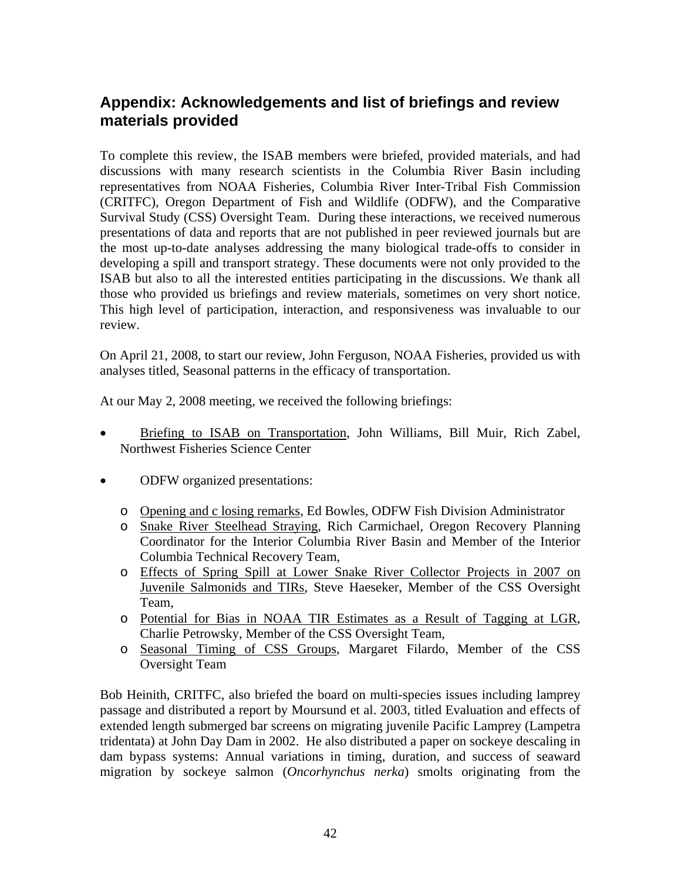## Appendix: Acknowledgements and list of briefings and review materials provided

To complete this review, the ISAB members were briefed, provided materials, and had discussions with many research scientists in the Columbia River Basin including representatives from NOAA Fisheries, Columbia River Inter-Tribal Fish Commission (CRITFC), Oregon Department of Fish and Wildlife (ODFW), and the Comparative Survival Study (CSS) Oversight Team. During these interactions, we received numerous presentations of data and reports that are not published in peer reviewed journals but are the most up-to-date analyses addressing the many biological trade-offs to consider in developing a spill and transport strategy. These documents were not only provided to the ISAB but also to all the interested entities participating in the discussions. We thank all those who provided us briefings and review materials, sometimes on very short notice. This high level of participation, interaction, and responsiveness was invaluable to our review.

On April 21, 2008, to start our review, John Ferguson, NOAA Fisheries, provided us with analyses titled, Seasonal patterns in the efficacy of transportation.

At our May 2, 2008 meeting, we received the following briefings:

- Briefing to ISAB on Transportation, John Williams, Bill Muir, Rich Zabel, Northwest Fisheries Science Center

- ODFW organized presentations:

    - Opening and c losing remarks, Ed Bowles, ODFW Fish Division Administrator
    - Snake River Steelhead Straying, Rich Carmichael, Oregon Recovery Planning Coordinator for the Interior Columbia River Basin and Member of the Interior Columbia Technical Recovery Team,
    - Effects of Spring Spill at Lower Snake River Collector Projects in 2007 on Juvenile Salmonids and TIRs, Steve Haeseker, Member of the CSS Oversight Team,
    - Potential for Bias in NOAA TIR Estimates as a Result of Tagging at LGR, Charlie Petrowsky, Member of the CSS Oversight Team,
    - Seasonal Timing of CSS Groups, Margaret Filardo, Member of the CSS Oversight Team

Bob Heinith, CRITFC, also briefed the board on multi-species issues including lamprey passage and distributed a report by Moursund et al. 2003, titled Evaluation and effects of extended length submerged bar screens on migrating juvenile Pacific Lamprey (Lampetra tridentata) at John Day Dam in 2002. He also distributed a paper on sockeye descaling in dam bypass systems: Annual variations in timing, duration, and success of seaward migration by sockeye salmon (*Oncorhynchus nerka*) smolts originating from the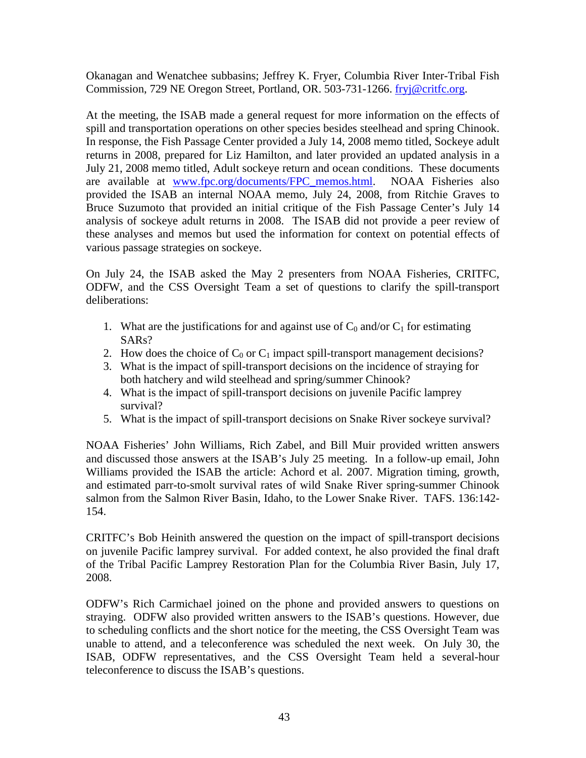Okanagan and Wenatchee subbasins; Jeffrey K. Fryer, Columbia River Inter-Tribal Fish Commission, 729 NE Oregon Street, Portland, OR. 503-731-1266. fryj@critfc.org.

At the meeting, the ISAB made a general request for more information on the effects of spill and transportation operations on other species besides steelhead and spring Chinook. In response, the Fish Passage Center provided a July 14, 2008 memo titled, Sockeye adult returns in 2008, prepared for Liz Hamilton, and later provided an updated analysis in a July 21, 2008 memo titled, Adult sockeye return and ocean conditions. These documents are available at www.fpc.org/documents/FPC_memos.html. NOAA Fisheries also provided the ISAB an internal NOAA memo, July 24, 2008, from Ritchie Graves to Bruce Suzumoto that provided an initial critique of the Fish Passage Center's July 14 analysis of sockeye adult returns in 2008. The ISAB did not provide a peer review of these analyses and memos but used the information for context on potential effects of various passage strategies on sockeye.

On July 24, the ISAB asked the May 2 presenters from NOAA Fisheries, CRITFC, ODFW, and the CSS Oversight Team a set of questions to clarify the spill-transport deliberations:

1. What are the justifications for and against use of $C_0$ and/or $C_1$ for estimating SARs?
2. How does the choice of $C_0$ or $C_1$ impact spill-transport management decisions?
3. What is the impact of spill-transport decisions on the incidence of straying for both hatchery and wild steelhead and spring/summer Chinook?
4. What is the impact of spill-transport decisions on juvenile Pacific lamprey survival?
5. What is the impact of spill-transport decisions on Snake River sockeye survival?

NOAA Fisheries' John Williams, Rich Zabel, and Bill Muir provided written answers and discussed those answers at the ISAB's July 25 meeting. In a follow-up email, John Williams provided the ISAB the article: Achord et al. 2007. Migration timing, growth, and estimated parr-to-smolt survival rates of wild Snake River spring-summer Chinook salmon from the Salmon River Basin, Idaho, to the Lower Snake River. TAFS. 136:142-154.

CRITFC's Bob Heinith answered the question on the impact of spill-transport decisions on juvenile Pacific lamprey survival. For added context, he also provided the final draft of the Tribal Pacific Lamprey Restoration Plan for the Columbia River Basin, July 17, 2008.

ODFW's Rich Carmichael joined on the phone and provided answers to questions on straying. ODFW also provided written answers to the ISAB's questions. However, due to scheduling conflicts and the short notice for the meeting, the CSS Oversight Team was unable to attend, and a teleconference was scheduled the next week. On July 30, the ISAB, ODFW representatives, and the CSS Oversight Team held a several-hour teleconference to discuss the ISAB's questions.